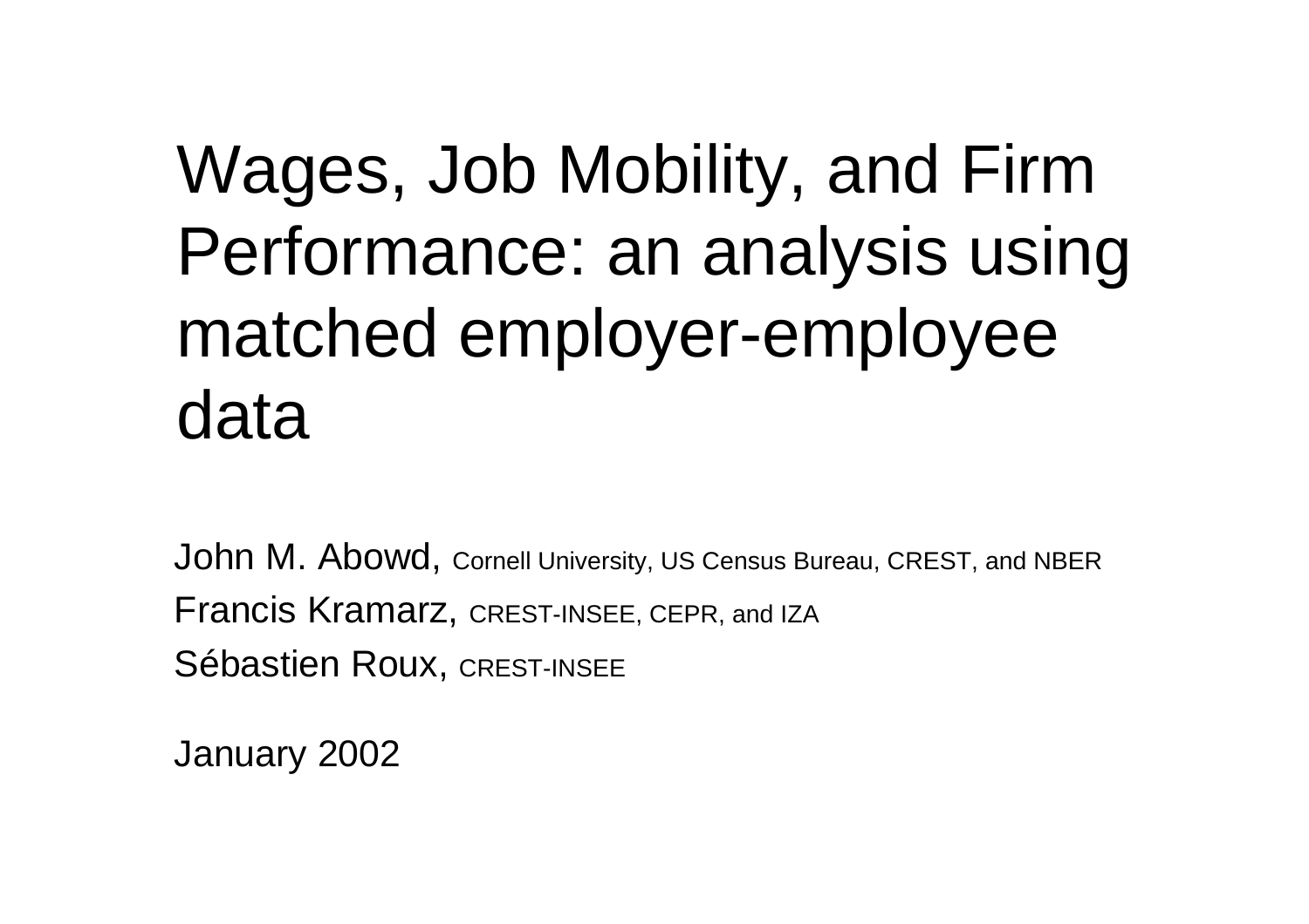# Wages, Job Mobility, and Firm Performance: an analysis using matched employer-employee data

John M. Abowd, Cornell University, US Census Bureau, CREST, and NBER

Francis Kramarz, CREST-INSEE, CEPR, and IZA

Sébastien Roux, CREST-INSEE

January 2002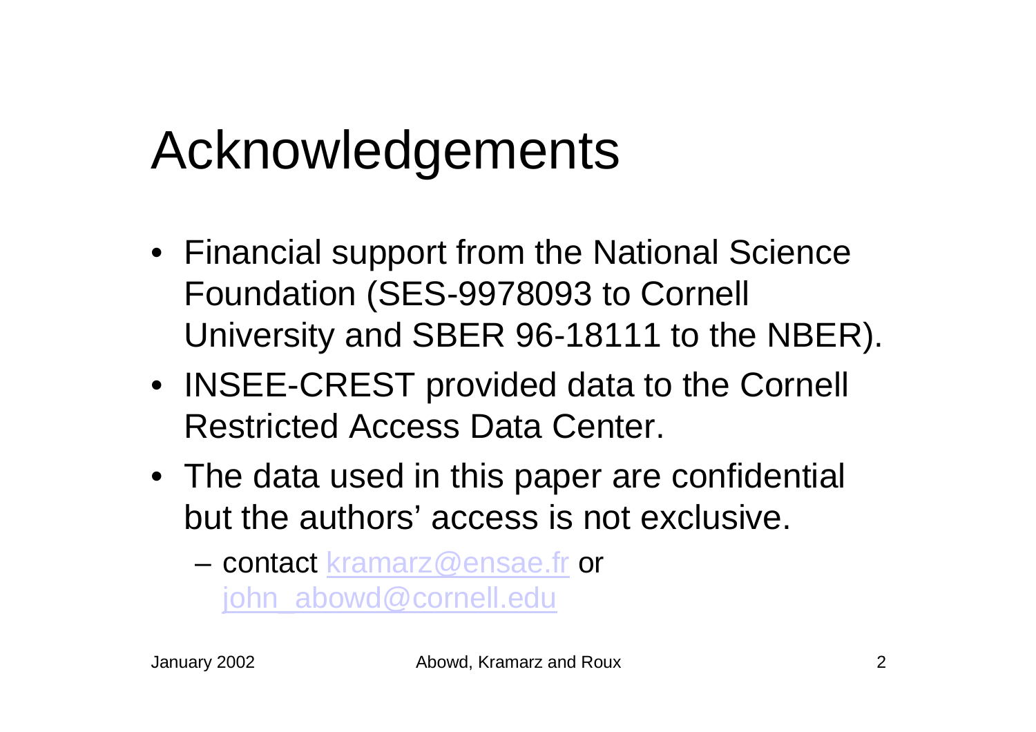# Acknowledgements

- Financial support from the National Science Foundation (SES-9978093 to Cornell University and SBER 96-18111 to the NBER).
- INSEE-CREST provided data to the Cornell Restricted Access Data Center.
- The data used in this paper are confidential but the authors' access is not exclusive.
  - contact kramarz@ensae.fr or john_abowd@cornell.edu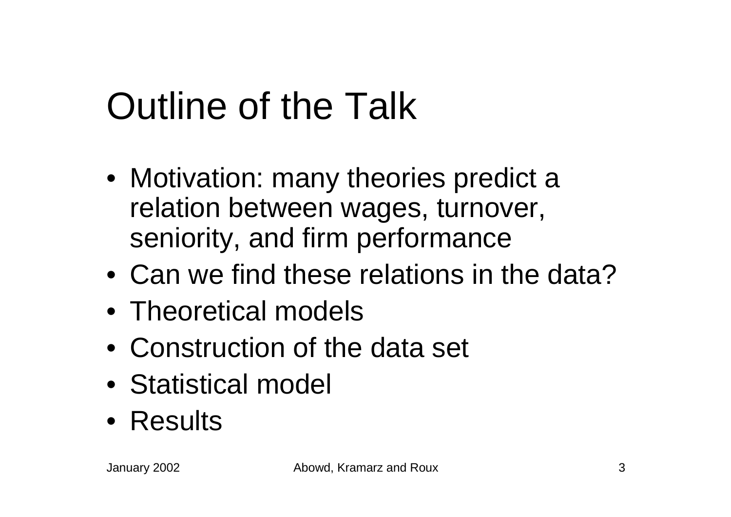# Outline of the Talk

- Motivation: many theories predict a relation between wages, turnover, seniority, and firm performance
- Can we find these relations in the data?
- Theoretical models
- Construction of the data set
- Statistical model
- Results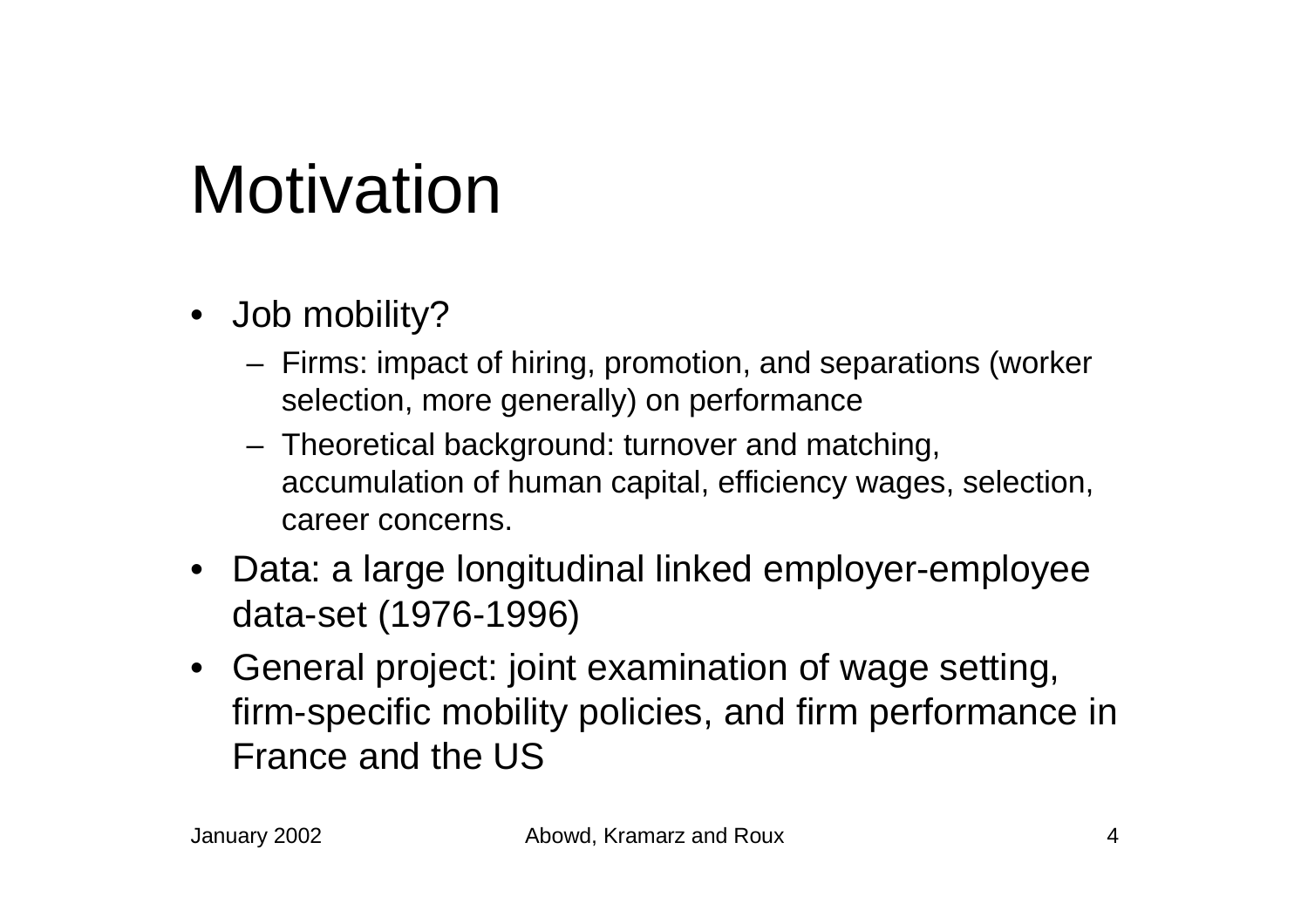# Motivation

- Job mobility?
  - Firms: impact of hiring, promotion, and separations (worker selection, more generally) on performance
  - Theoretical background: turnover and matching, accumulation of human capital, efficiency wages, selection, career concerns.
- Data: a large longitudinal linked employer-employee data-set (1976-1996)
- General project: joint examination of wage setting, firm-specific mobility policies, and firm performance in France and the US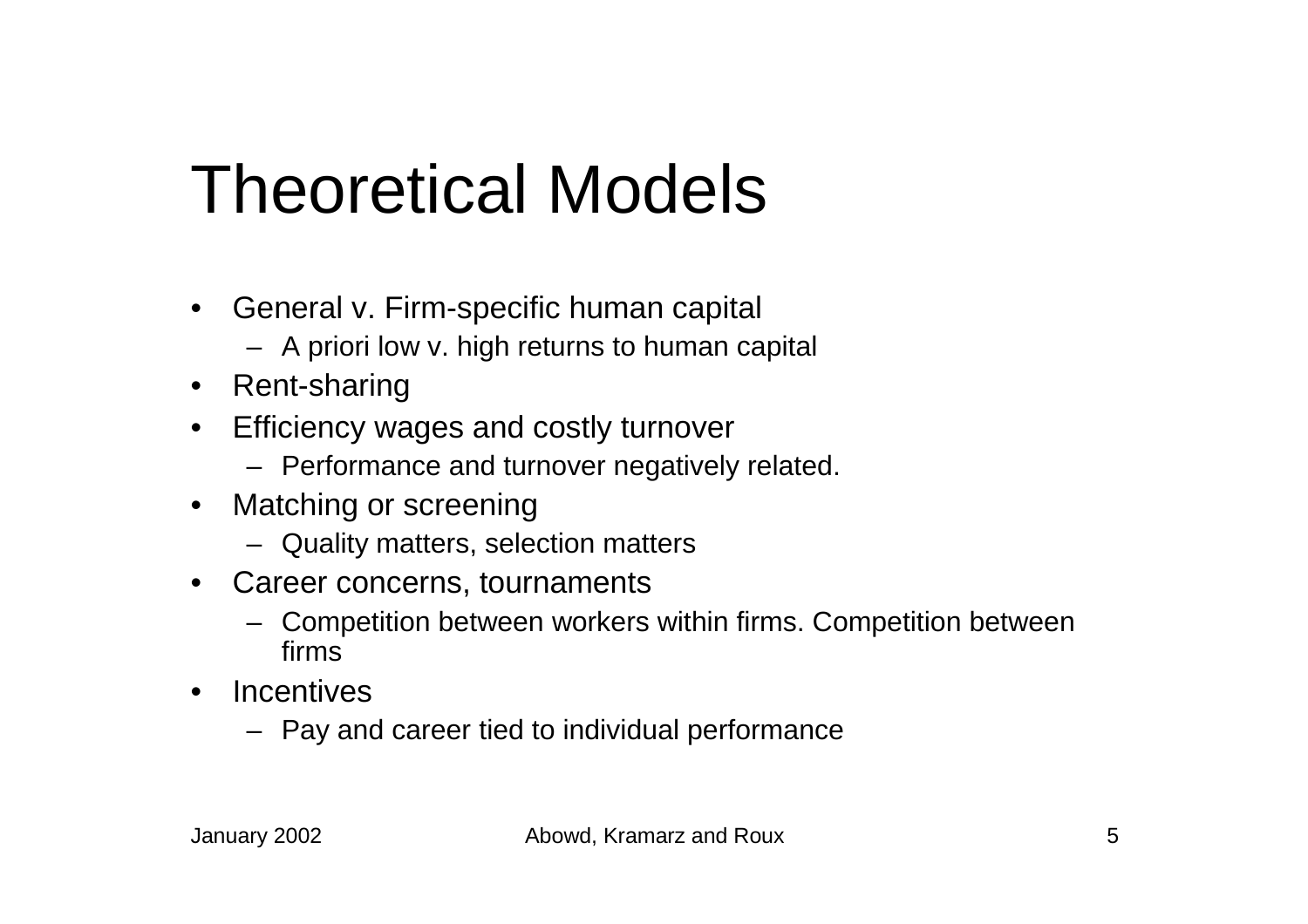# Theoretical Models

- General v. Firm-specific human capital
  - A priori low v. high returns to human capital
- Rent-sharing
- Efficiency wages and costly turnover
  - Performance and turnover negatively related.
- Matching or screening
  - Quality matters, selection matters
- Career concerns, tournaments
  - Competition between workers within firms. Competition between firms
- Incentives
  - Pay and career tied to individual performance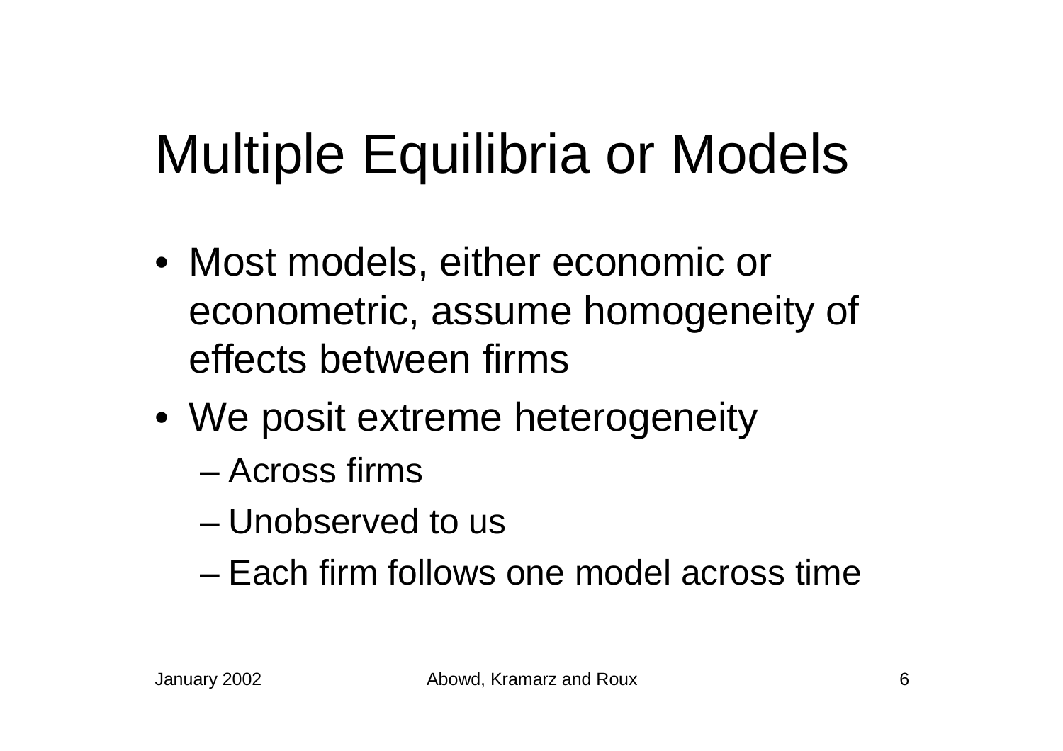# Multiple Equilibria or Models

- Most models, either economic or econometric, assume homogeneity of effects between firms
- We posit extreme heterogeneity
  - Across firms
  - Unobserved to us
  - Each firm follows one model across time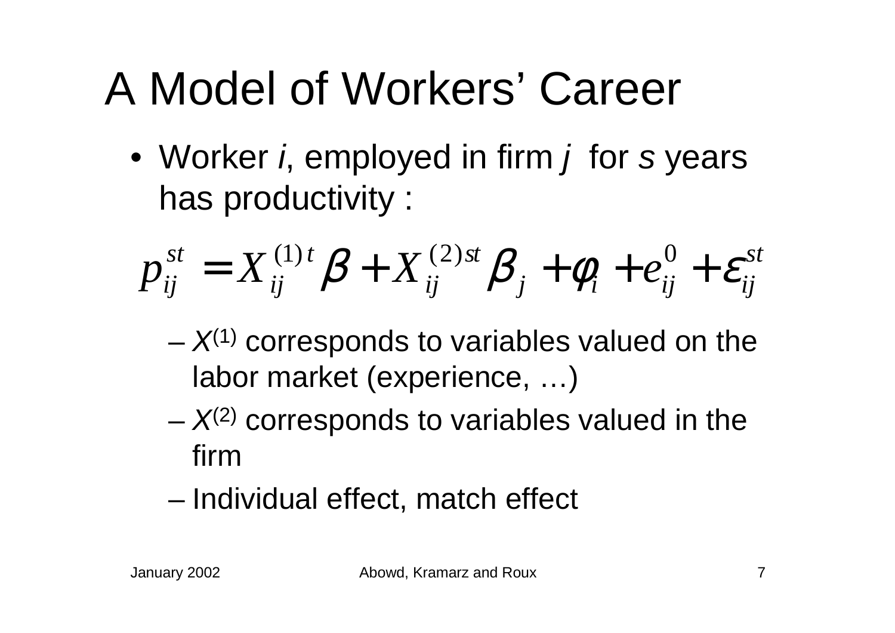# A Model of Workers' Career

- Worker *i*, employed in firm *j* for *s* years has productivity :

$$p_{ij}^{st} = X_{ij}^{(1)t}\beta + X_{ij}^{(2)st}\beta_j + \varphi_i + e_{ij}^0 + \varepsilon_{ij}^{st}$$

  - $X^{(1)}$ corresponds to variables valued on the labor market (experience, …)
  - $X^{(2)}$ corresponds to variables valued in the firm
  - Individual effect, match effect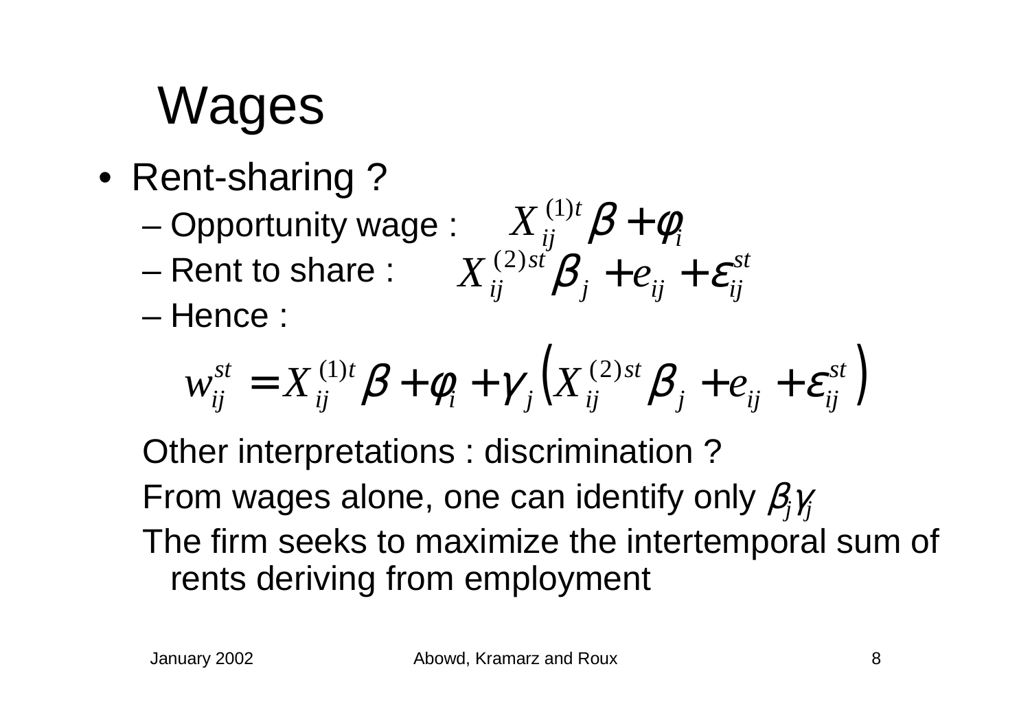# Wages

- Rent-sharing ?
  - Opportunity wage : $X_{ij}^{(1)t}\beta + \varphi_i$
  - Rent to share : $X_{ij}^{(2)st}\beta_j + e_{ij} + \varepsilon_{ij}^{st}$
  - Hence :

$$w_{ij}^{st} = X_{ij}^{(1)t}\beta + \varphi_i + \gamma_j \left( X_{ij}^{(2)st}\beta_j + e_{ij} + \varepsilon_{ij}^{st} \right)$$

Other interpretations : discrimination ?

From wages alone, one can identify only $\beta_j\gamma_j$

The firm seeks to maximize the intertemporal sum of rents deriving from employment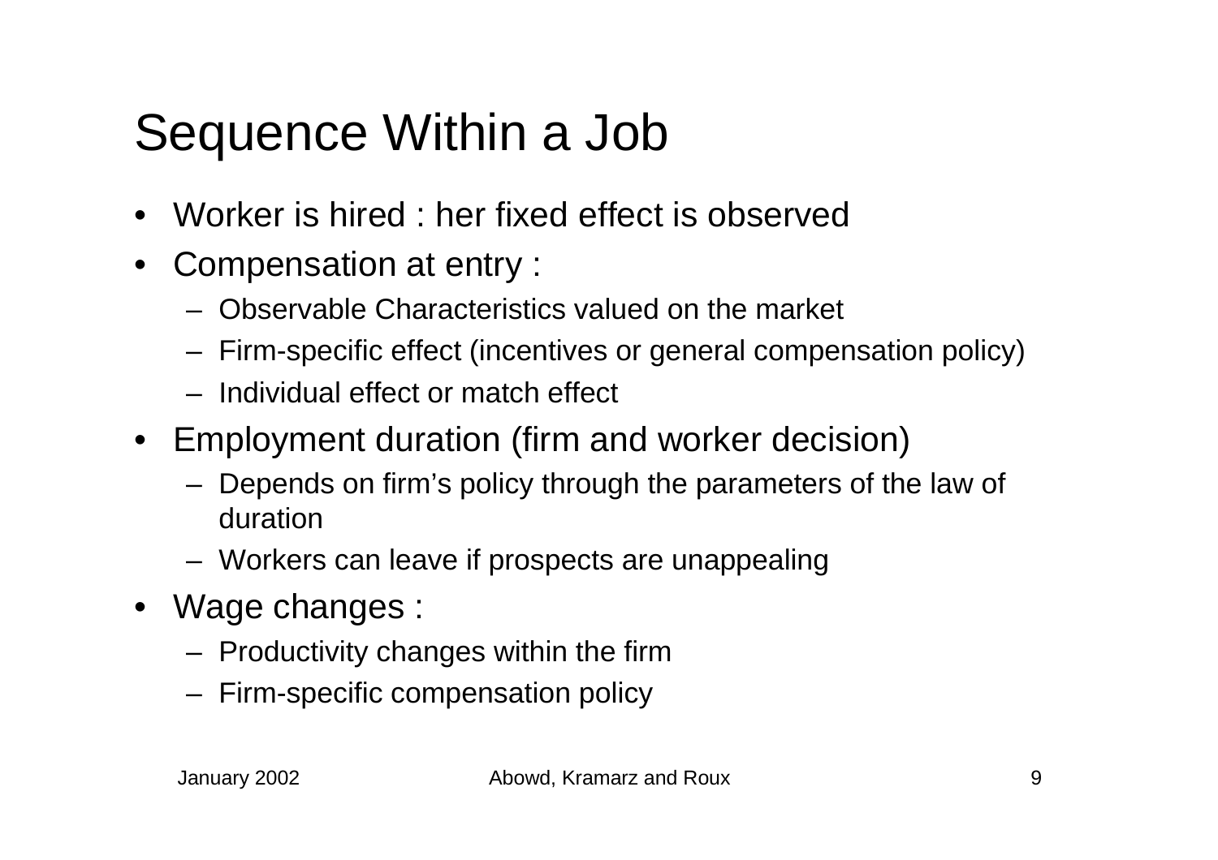# Sequence Within a Job

- Worker is hired : her fixed effect is observed
- Compensation at entry :
  - Observable Characteristics valued on the market
  - Firm-specific effect (incentives or general compensation policy)
  - Individual effect or match effect
- Employment duration (firm and worker decision)
  - Depends on firm's policy through the parameters of the law of duration
  - Workers can leave if prospects are unappealing
- Wage changes :
  - Productivity changes within the firm
  - Firm-specific compensation policy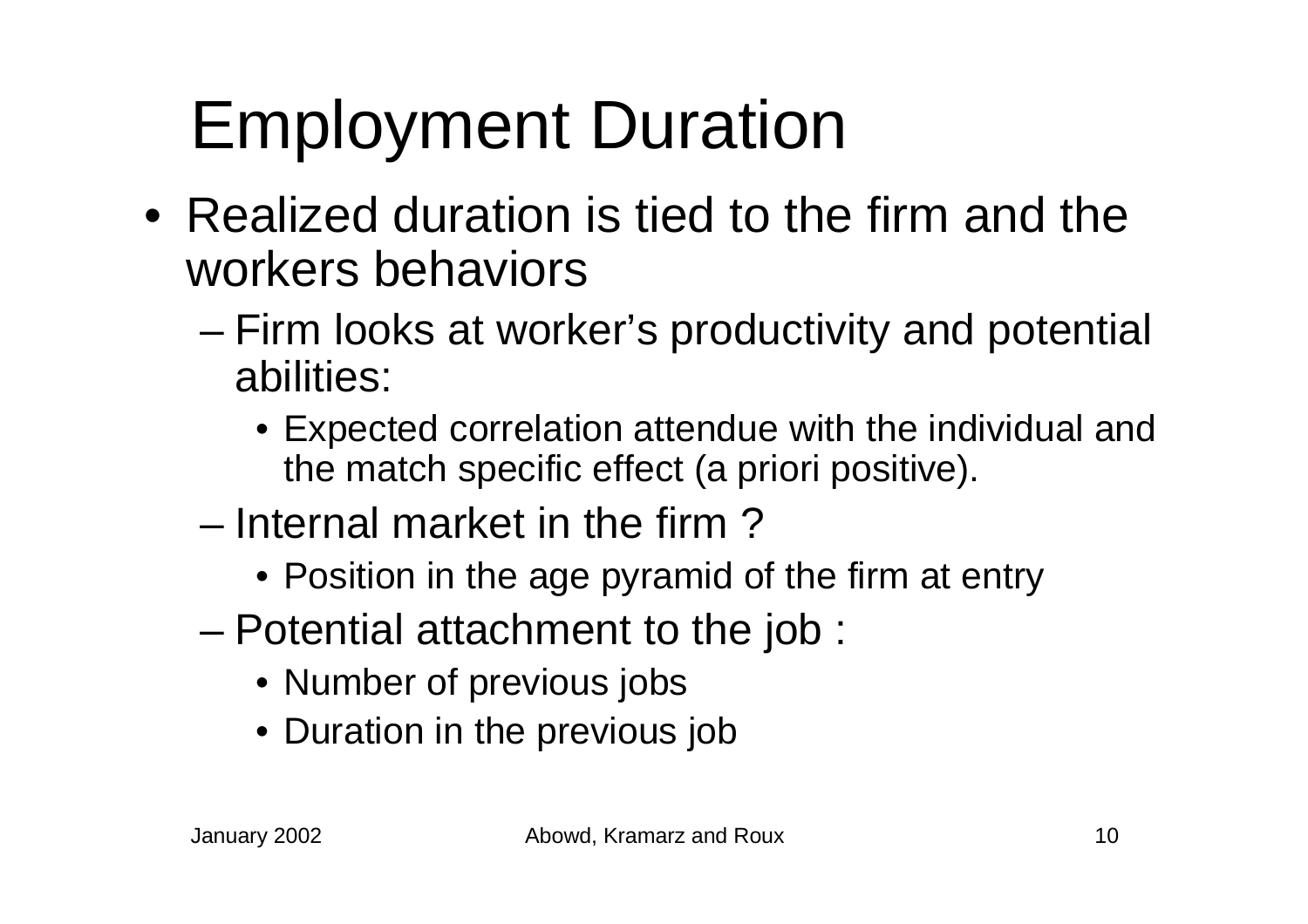# Employment Duration

- Realized duration is tied to the firm and the workers behaviors
  - Firm looks at worker's productivity and potential abilities:
    - Expected correlation attendue with the individual and the match specific effect (a priori positive).
  - Internal market in the firm ?
    - Position in the age pyramid of the firm at entry
  - Potential attachment to the job :
    - Number of previous jobs
    - Duration in the previous job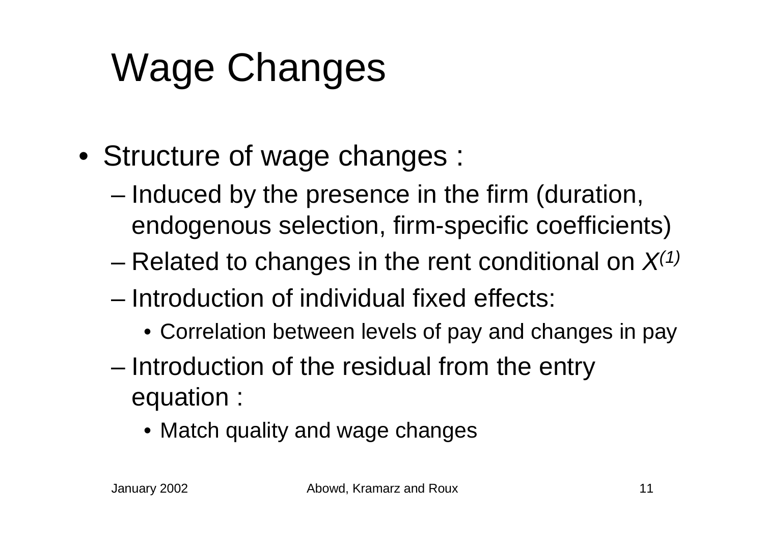# Wage Changes

- Structure of wage changes :
  - Induced by the presence in the firm (duration, endogenous selection, firm-specific coefficients)
  - Related to changes in the rent conditional on $X^{(1)}$
  - Introduction of individual fixed effects:
    - Correlation between levels of pay and changes in pay
  - Introduction of the residual from the entry equation :
    - Match quality and wage changes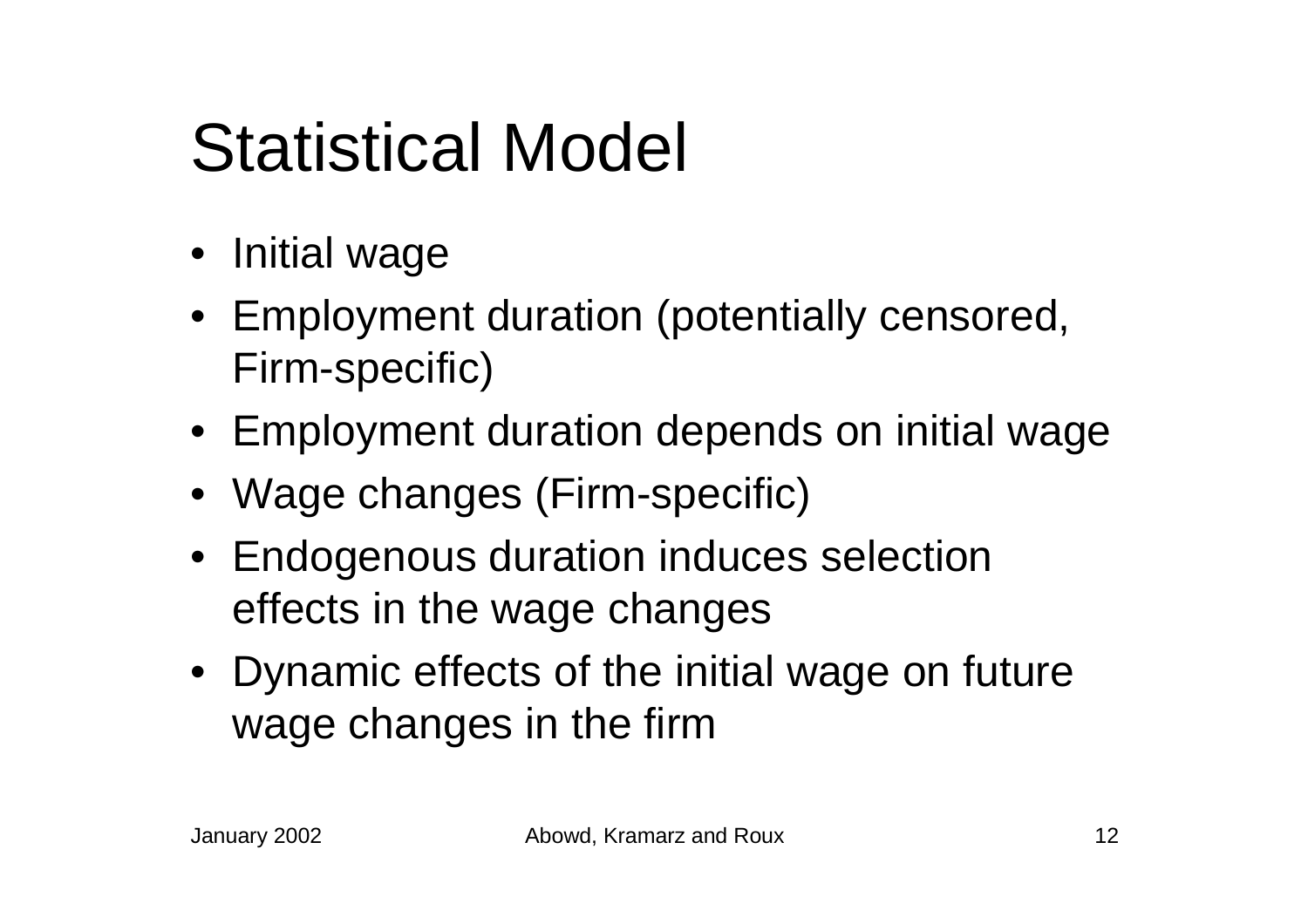# Statistical Model

- Initial wage
- Employment duration (potentially censored, Firm-specific)
- Employment duration depends on initial wage
- Wage changes (Firm-specific)
- Endogenous duration induces selection effects in the wage changes
- Dynamic effects of the initial wage on future wage changes in the firm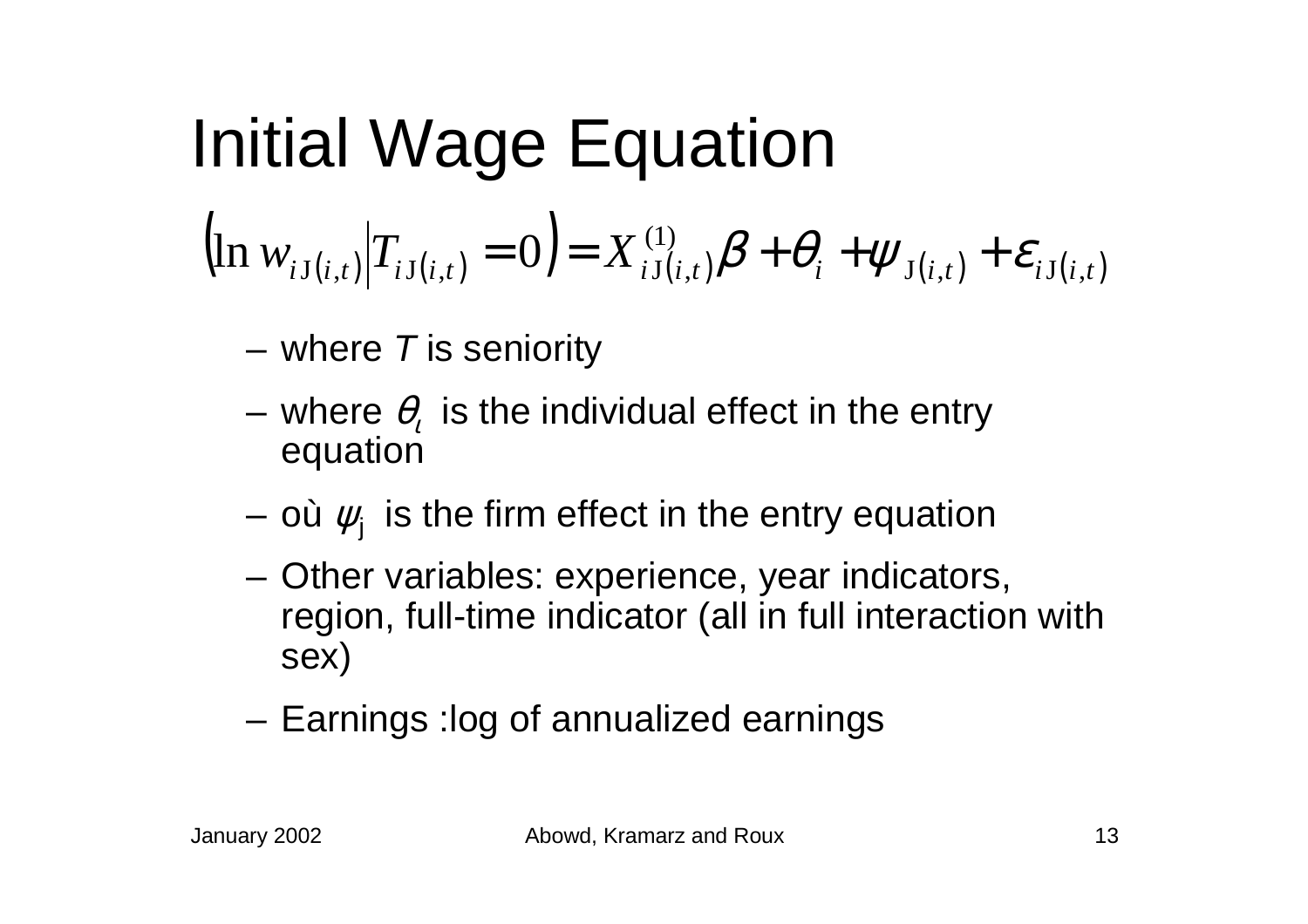# Initial Wage Equation

$$\left(\ln w_{iJ(i,t)} \middle| T_{iJ(i,t)} = 0\right) = X^{(1)}_{iJ(i,t)}\beta + \theta_i + \psi_{J(i,t)} + \varepsilon_{iJ(i,t)}$$

- where $T$ is seniority
- where $\theta_\iota$ is the individual effect in the entry equation
- où $\psi_j$ is the firm effect in the entry equation
- Other variables: experience, year indicators, region, full-time indicator (all in full interaction with sex)
- Earnings :log of annualized earnings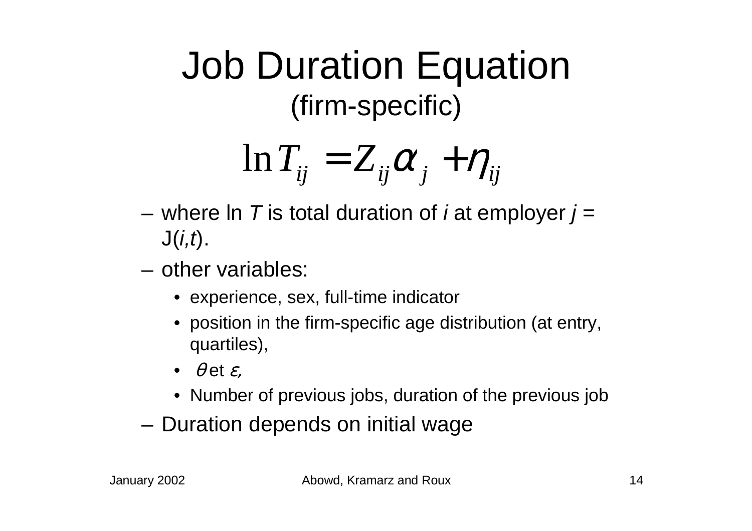# Job Duration Equation

## (firm-specific)

$$\ln T_{ij} = Z_{ij}\alpha_j + \eta_{ij}$$

- where ln *T* is total duration of *i* at employer *j* = J(*i,t*).
- other variables:
  - experience, sex, full-time indicator
  - position in the firm-specific age distribution (at entry, quartiles),
  - $\theta$ et $\varepsilon$,
  - Number of previous jobs, duration of the previous job
- Duration depends on initial wage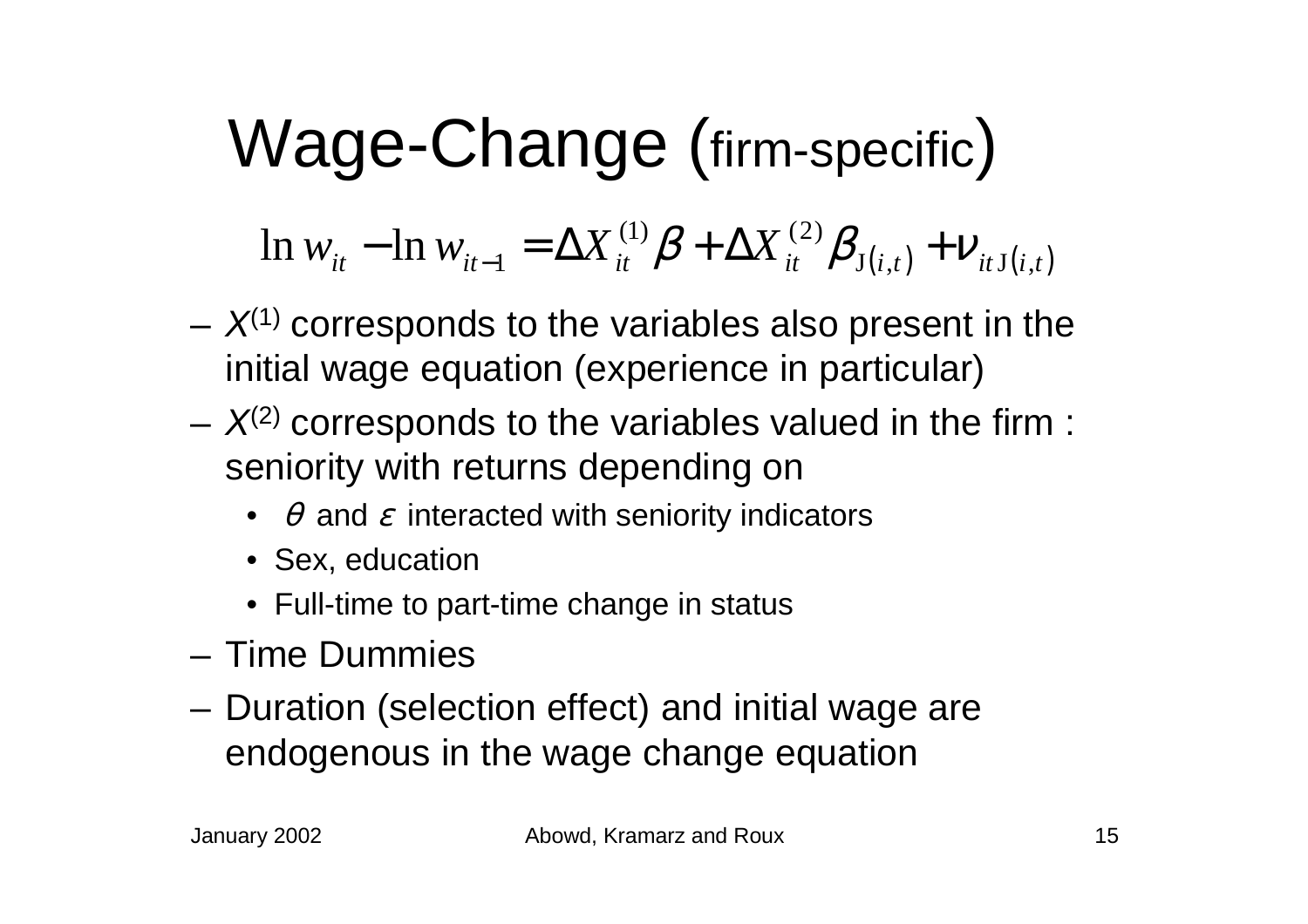# Wage-Change (firm-specific)

$$\ln w_{it} - \ln w_{it-1} = \Delta X_{it}^{(1)} \beta + \Delta X_{it}^{(2)} \beta_{J(i,t)} + \nu_{it J(i,t)}$$

- $X^{(1)}$ corresponds to the variables also present in the initial wage equation (experience in particular)
- $X^{(2)}$ corresponds to the variables valued in the firm : seniority with returns depending on
  - $\theta$ and $\varepsilon$ interacted with seniority indicators
  - Sex, education
  - Full-time to part-time change in status
- Time Dummies
- Duration (selection effect) and initial wage are endogenous in the wage change equation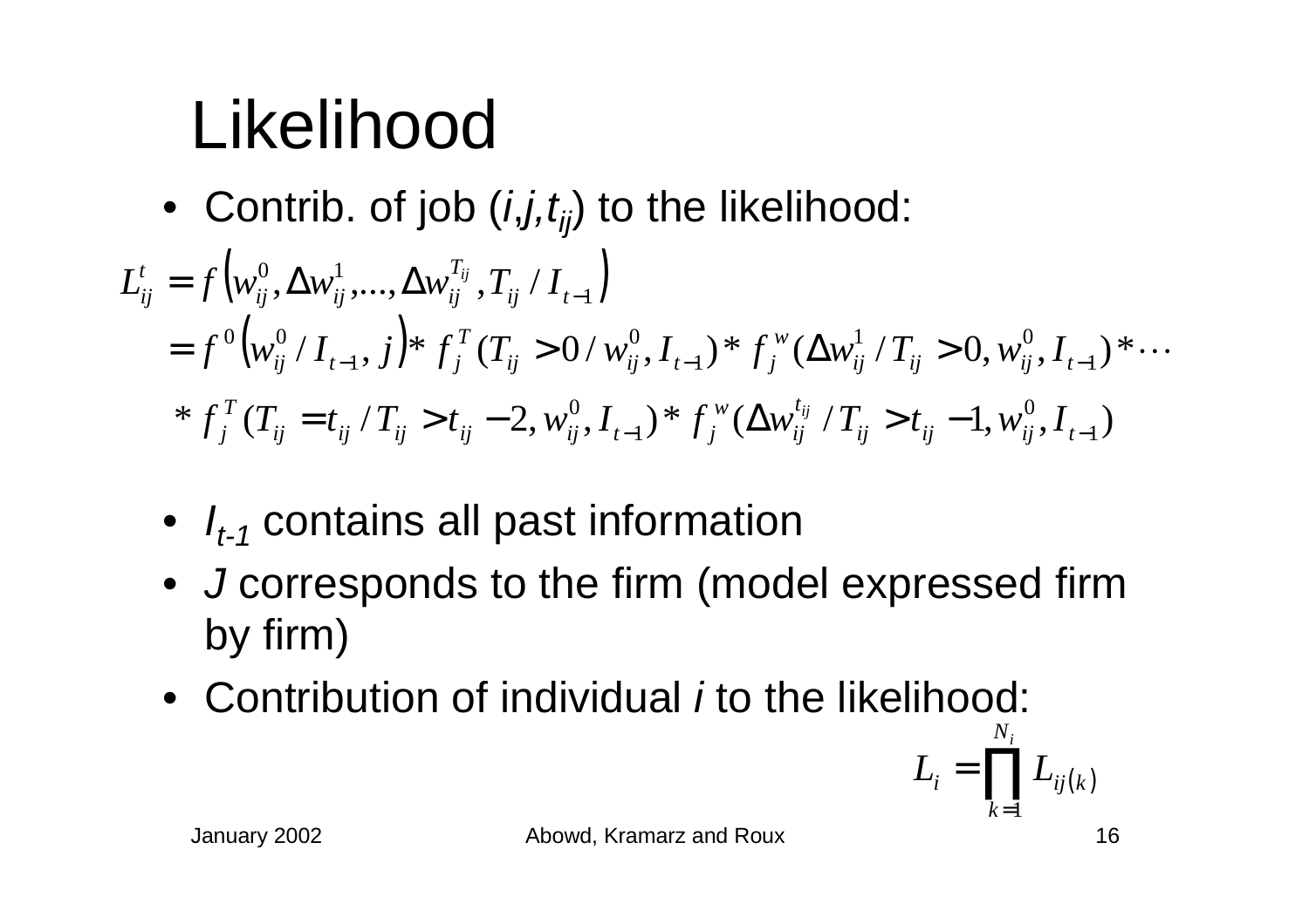# Likelihood

- Contrib. of job ($i$,$j$,$t_{ij}$) to the likelihood:

$$
\begin{aligned}
L_{ij}^{t} &= f\left(w_{ij}^{0}, \Delta w_{ij}^{1}, ..., \Delta w_{ij}^{T_{ij}}, T_{ij} / I_{t-1}\right) \\
&= f^{0}\left(w_{ij}^{0} / I_{t-1}, j\right) * f_{j}^{T}(T_{ij} > 0 / w_{ij}^{0}, I_{t-1}) * f_{j}^{w}(\Delta w_{ij}^{1} / T_{ij} > 0, w_{ij}^{0}, I_{t-1}) * \cdots \\
&\quad * f_{j}^{T}(T_{ij} = t_{ij} / T_{ij} > t_{ij} - 2, w_{ij}^{0}, I_{t-1}) * f_{j}^{w}(\Delta w_{ij}^{t_{ij}} / T_{ij} > t_{ij} - 1, w_{ij}^{0}, I_{t-1})
\end{aligned}
$$

- $I_{t-1}$ contains all past information
- $J$ corresponds to the firm (model expressed firm by firm)
- Contribution of individual $i$ to the likelihood:

$$
L_{i} = \prod_{k=1}^{N_{i}} L_{ij(k)}
$$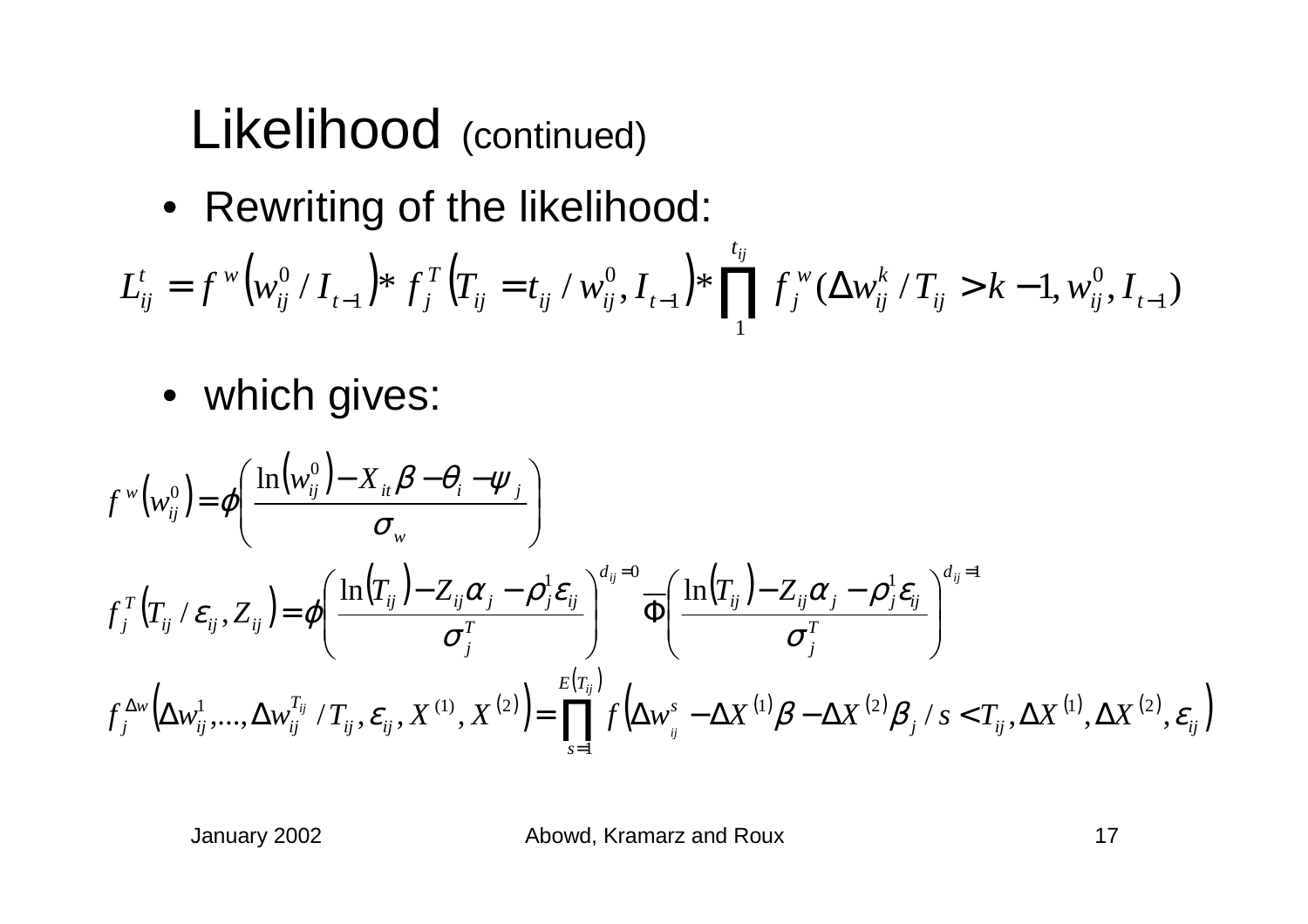# Likelihood (continued)

- Rewriting of the likelihood:

$$L_{ij}^{t} = f^{w}\left(w_{ij}^{0} / I_{t-1}\right) * f_{j}^{T}\left(T_{ij} = t_{ij} / w_{ij}^{0}, I_{t-1}\right) * \prod_{1}^{t_{ij}} f_{j}^{w}(\Delta w_{ij}^{k} / T_{ij} > k-1, w_{ij}^{0}, I_{t-1})$$

- which gives:

$$f^{w}\left(w_{ij}^{0}\right) = \phi\left(\frac{\ln\left(w_{ij}^{0}\right) - X_{it}\beta - \theta_{i} - \psi_{j}}{\sigma_{w}}\right)$$

$$f_{j}^{T}\left(T_{ij} / \varepsilon_{ij}, Z_{ij}\right) = \phi\left(\frac{\ln\left(T_{ij}\right) - Z_{ij}\alpha_{j} - \rho_{j}^{1}\varepsilon_{ij}}{\sigma_{j}^{T}}\right)^{d_{ij}=0} \overline{\Phi}\left(\frac{\ln\left(T_{ij}\right) - Z_{ij}\alpha_{j} - \rho_{j}^{1}\varepsilon_{ij}}{\sigma_{j}^{T}}\right)^{d_{ij}=1}$$

$$f_{j}^{\Delta w}\left(\Delta w_{ij}^{1}, \ldots, \Delta w_{ij}^{T_{ij}} / T_{ij}, \varepsilon_{ij}, X^{(1)}, X^{(2)}\right) = \prod_{s=1}^{E\left(T_{ij}\right)} f\left(\Delta w_{ij}^{s} - \Delta X^{(1)}\beta - \Delta X^{(2)}\beta_{j} / s < T_{ij}, \Delta X^{(1)}, \Delta X^{(2)}, \varepsilon_{ij}\right)$$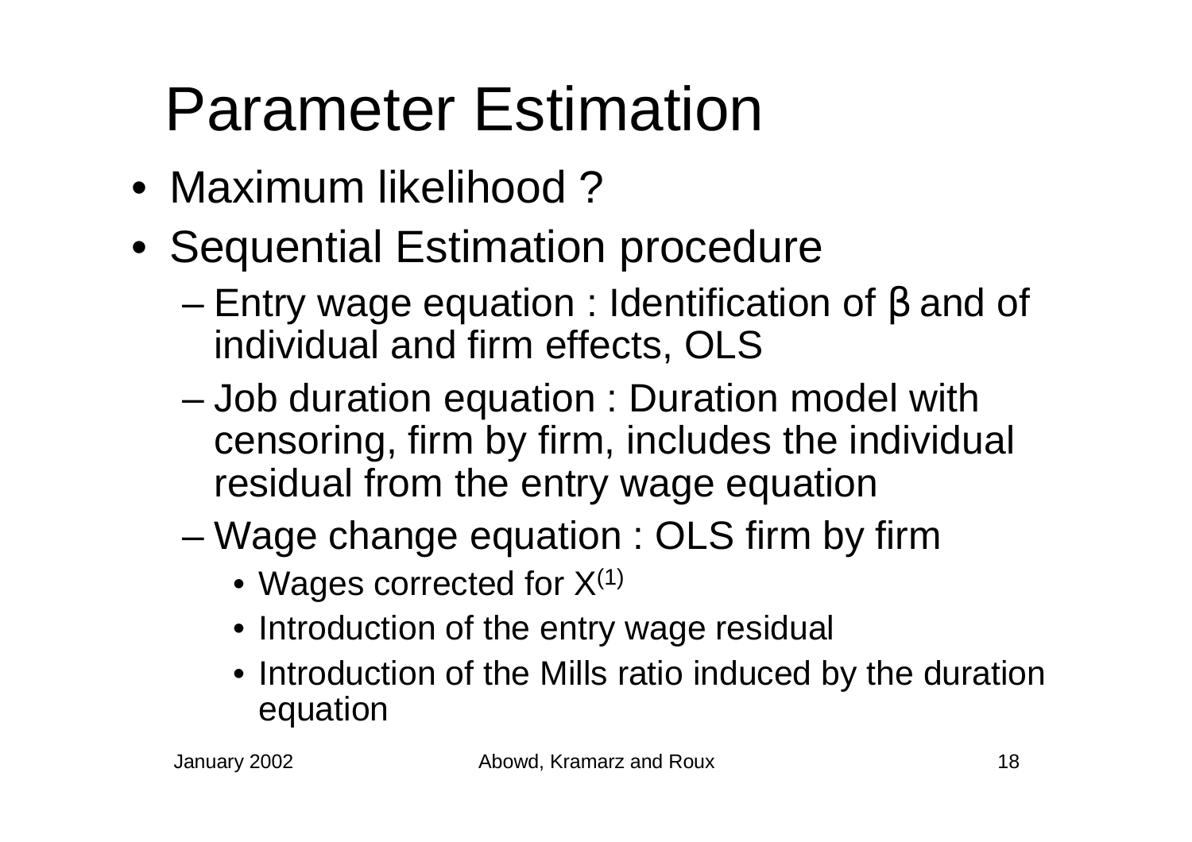# Parameter Estimation

- Maximum likelihood ?
- Sequential Estimation procedure
  - Entry wage equation : Identification of $\beta$ and of individual and firm effects, OLS
  - Job duration equation : Duration model with censoring, firm by firm, includes the individual residual from the entry wage equation
  - Wage change equation : OLS firm by firm
    - Wages corrected for $X^{(1)}$
    - Introduction of the entry wage residual
    - Introduction of the Mills ratio induced by the duration equation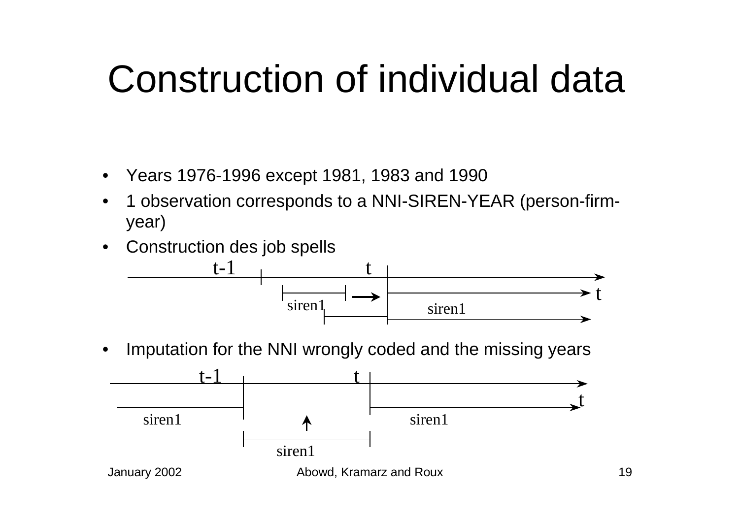# Construction of individual data

- Years 1976-1996 except 1981, 1983 and 1990
- 1 observation corresponds to a NNI-SIREN-YEAR (person-firm-year)
- Construction des job spells

t-1 t

t

siren1 siren1

- Imputation for the NNI wrongly coded and the missing years

t-1 t

t

siren1 siren1

siren1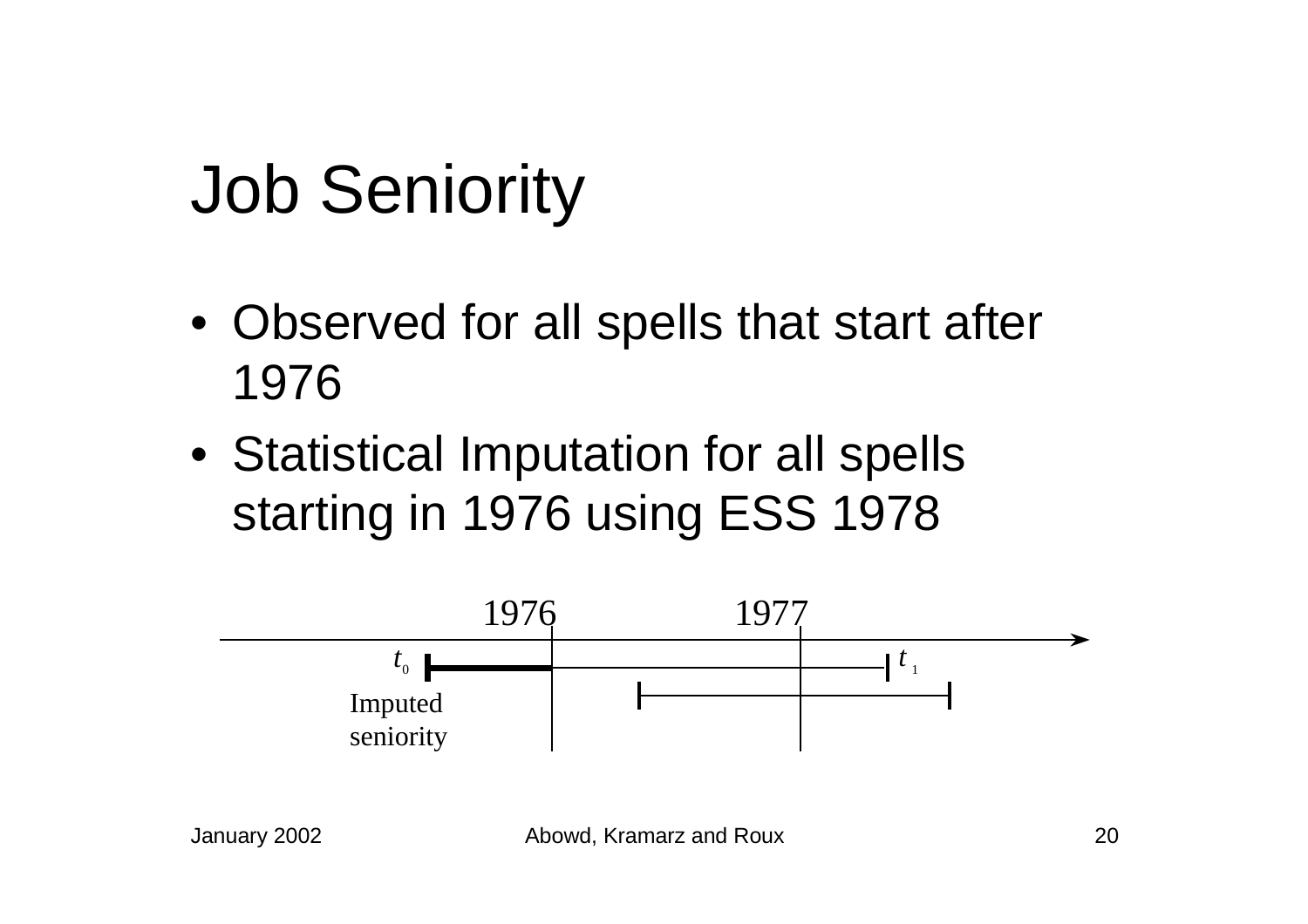# Job Seniority

- Observed for all spells that start after 1976
- Statistical Imputation for all spells starting in 1976 using ESS 1978

1976 1977

$t_0$ $t_1$

Imputed seniority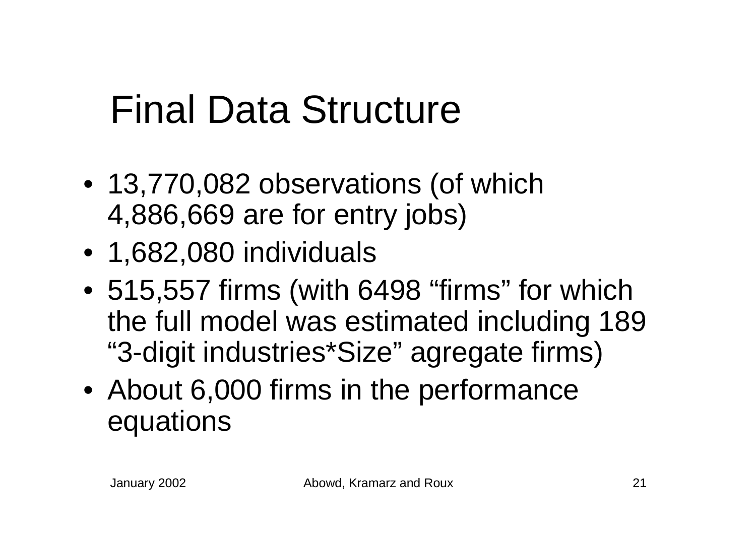# Final Data Structure

- 13,770,082 observations (of which 4,886,669 are for entry jobs)
- 1,682,080 individuals
- 515,557 firms (with 6498 “firms” for which the full model was estimated including 189 “3-digit industries*Size” agregate firms)
- About 6,000 firms in the performance equations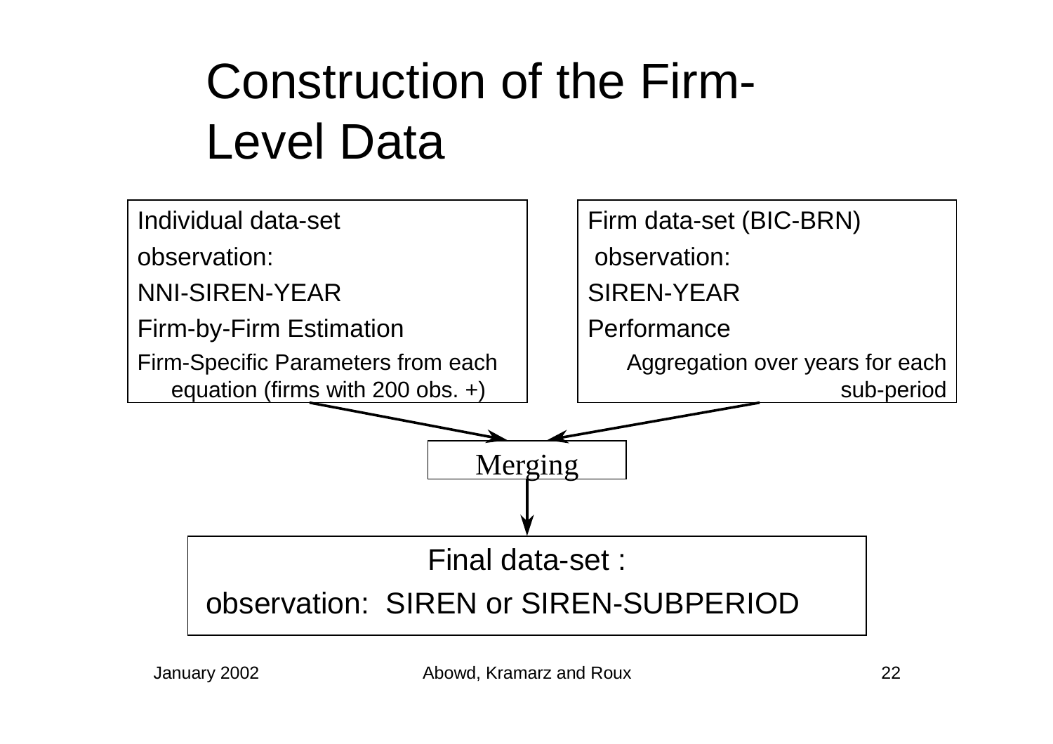# Construction of the Firm-Level Data

Individual data-set

observation:

NNI-SIREN-YEAR

Firm-by-Firm Estimation

Firm-Specific Parameters from each equation (firms with 200 obs. +)

Firm data-set (BIC-BRN)

observation:

SIREN-YEAR

Performance

Aggregation over years for each sub-period

Merging

Final data-set :

observation: SIREN or SIREN-SUBPERIOD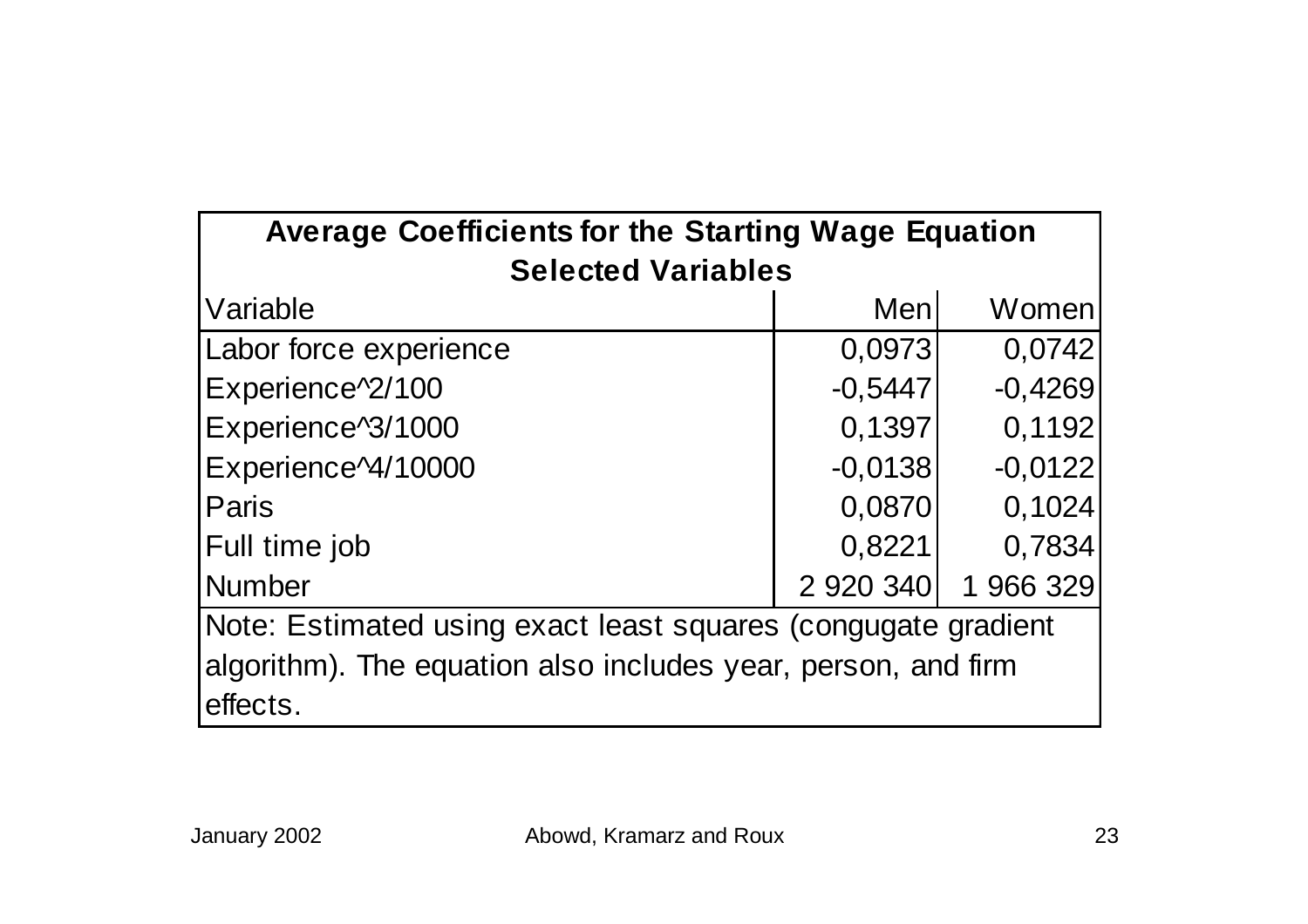| **Average Coefficients for the Starting Wage Equation Selected Variables** | | |
|---|---|---|
| Variable | Men | Women |
| Labor force experience | 0,0973 | 0,0742 |
| Experience^2/100 | -0,5447 | -0,4269 |
| Experience^3/1000 | 0,1397 | 0,1192 |
| Experience^4/10000 | -0,0138 | -0,0122 |
| Paris | 0,0870 | 0,1024 |
| Full time job | 0,8221 | 0,7834 |
| Number | 2 920 340 | 1 966 329 |

Note: Estimated using exact least squares (congugate gradient algorithm). The equation also includes year, person, and firm effects.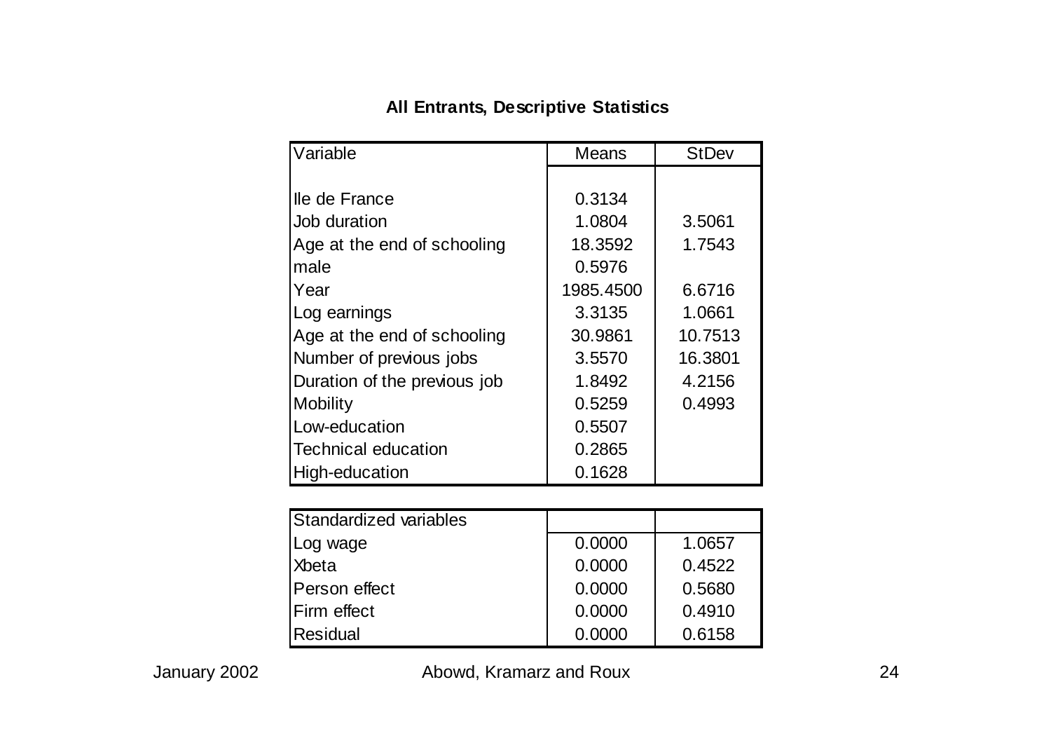## All Entrants, Descriptive Statistics

| Variable | Means | StDev |
|---|---|---|
| Ile de France | 0.3134 | |
| Job duration | 1.0804 | 3.5061 |
| Age at the end of schooling | 18.3592 | 1.7543 |
| male | 0.5976 | |
| Year | 1985.4500 | 6.6716 |
| Log earnings | 3.3135 | 1.0661 |
| Age at the end of schooling | 30.9861 | 10.7513 |
| Number of previous jobs | 3.5570 | 16.3801 |
| Duration of the previous job | 1.8492 | 4.2156 |
| Mobility | 0.5259 | 0.4993 |
| Low-education | 0.5507 | |
| Technical education | 0.2865 | |
| High-education | 0.1628 | |

| Standardized variables | | |
|---|---|---|
| Log wage | 0.0000 | 1.0657 |
| Xbeta | 0.0000 | 0.4522 |
| Person effect | 0.0000 | 0.5680 |
| Firm effect | 0.0000 | 0.4910 |
| Residual | 0.0000 | 0.6158 |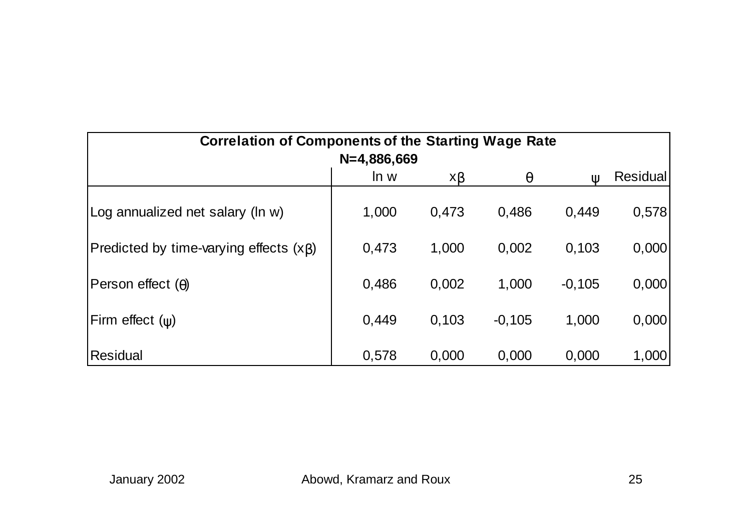**Correlation of Components of the Starting Wage Rate**

**N=4,886,669**

| | ln w | x$\beta$ | $\theta$ | $\psi$ | Residual |
|---|---|---|---|---|---|
| Log annualized net salary (ln w) | 1,000 | 0,473 | 0,486 | 0,449 | 0,578 |
| Predicted by time-varying effects (x$\beta$) | 0,473 | 1,000 | 0,002 | 0,103 | 0,000 |
| Person effect ($\theta$) | 0,486 | 0,002 | 1,000 | -0,105 | 0,000 |
| Firm effect ($\psi$) | 0,449 | 0,103 | -0,105 | 1,000 | 0,000 |
| Residual | 0,578 | 0,000 | 0,000 | 0,000 | 1,000 |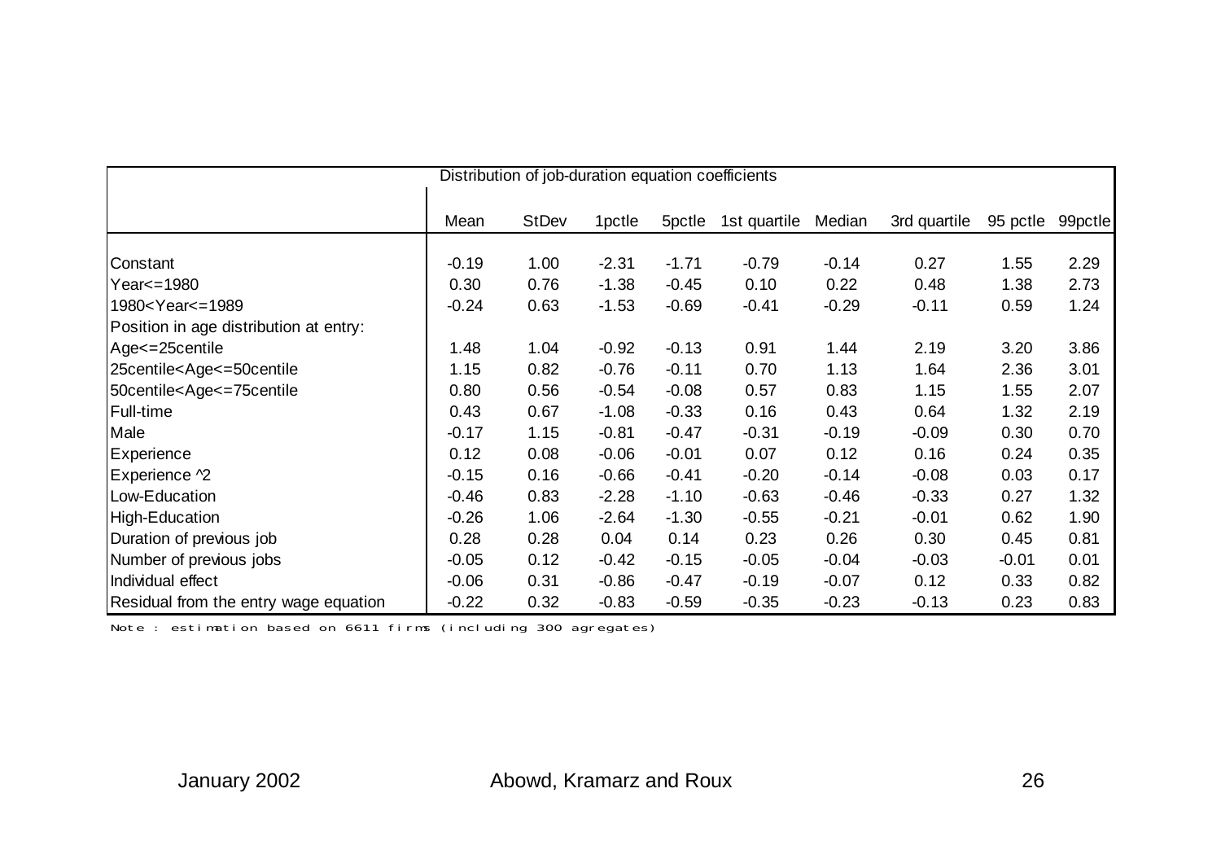| Distribution of job-duration equation coefficients | | | | | | | | | |
|---|---|---|---|---|---|---|---|---|---|
| | Mean | StDev | 1pctle | 5pctle | 1st quartile | Median | 3rd quartile | 95 pctle | 99pctle |
| Constant | -0.19 | 1.00 | -2.31 | -1.71 | -0.79 | -0.14 | 0.27 | 1.55 | 2.29 |
| Year<=1980 | 0.30 | 0.76 | -1.38 | -0.45 | 0.10 | 0.22 | 0.48 | 1.38 | 2.73 |
| 1980<Year<=1989 | -0.24 | 0.63 | -1.53 | -0.69 | -0.41 | -0.29 | -0.11 | 0.59 | 1.24 |
| Position in age distribution at entry: | | | | | | | | | |
| Age<=25centile | 1.48 | 1.04 | -0.92 | -0.13 | 0.91 | 1.44 | 2.19 | 3.20 | 3.86 |
| 25centile<Age<=50centile | 1.15 | 0.82 | -0.76 | -0.11 | 0.70 | 1.13 | 1.64 | 2.36 | 3.01 |
| 50centile<Age<=75centile | 0.80 | 0.56 | -0.54 | -0.08 | 0.57 | 0.83 | 1.15 | 1.55 | 2.07 |
| Full-time | 0.43 | 0.67 | -1.08 | -0.33 | 0.16 | 0.43 | 0.64 | 1.32 | 2.19 |
| Male | -0.17 | 1.15 | -0.81 | -0.47 | -0.31 | -0.19 | -0.09 | 0.30 | 0.70 |
| Experience | 0.12 | 0.08 | -0.06 | -0.01 | 0.07 | 0.12 | 0.16 | 0.24 | 0.35 |
| Experience ^2 | -0.15 | 0.16 | -0.66 | -0.41 | -0.20 | -0.14 | -0.08 | 0.03 | 0.17 |
| Low-Education | -0.46 | 0.83 | -2.28 | -1.10 | -0.63 | -0.46 | -0.33 | 0.27 | 1.32 |
| High-Education | -0.26 | 1.06 | -2.64 | -1.30 | -0.55 | -0.21 | -0.01 | 0.62 | 1.90 |
| Duration of previous job | 0.28 | 0.28 | 0.04 | 0.14 | 0.23 | 0.26 | 0.30 | 0.45 | 0.81 |
| Number of previous jobs | -0.05 | 0.12 | -0.42 | -0.15 | -0.05 | -0.04 | -0.03 | -0.01 | 0.01 |
| Individual effect | -0.06 | 0.31 | -0.86 | -0.47 | -0.19 | -0.07 | 0.12 | 0.33 | 0.82 |
| Residual from the entry wage equation | -0.22 | 0.32 | -0.83 | -0.59 | -0.35 | -0.23 | -0.13 | 0.23 | 0.83 |

Note : estimation based on 6611 firms (including 300 agregates)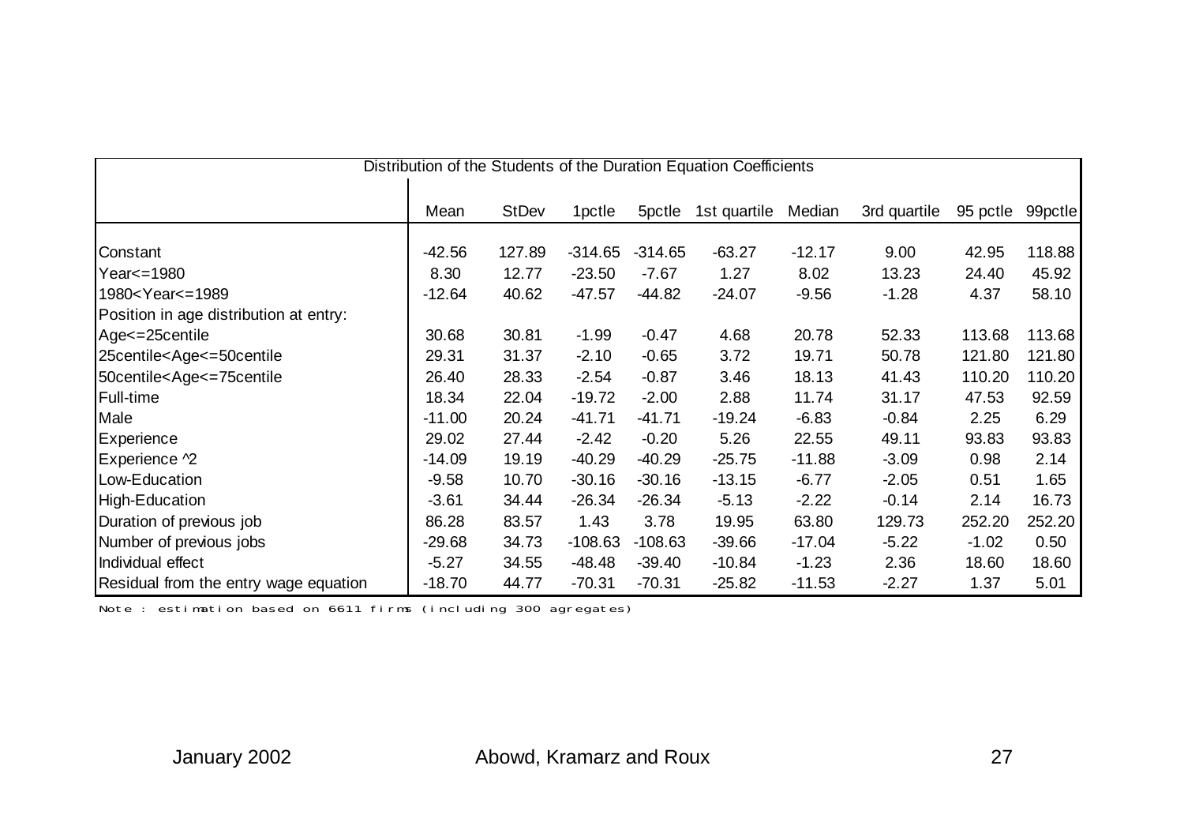| Distribution of the Students of the Duration Equation Coefficients | | | | | | | | | |
|---|---|---|---|---|---|---|---|---|---|
| | Mean | StDev | 1pctle | 5pctle | 1st quartile | Median | 3rd quartile | 95 pctle | 99pctle |
| Constant | -42.56 | 127.89 | -314.65 | -314.65 | -63.27 | -12.17 | 9.00 | 42.95 | 118.88 |
| Year<=1980 | 8.30 | 12.77 | -23.50 | -7.67 | 1.27 | 8.02 | 13.23 | 24.40 | 45.92 |
| 1980<Year<=1989 | -12.64 | 40.62 | -47.57 | -44.82 | -24.07 | -9.56 | -1.28 | 4.37 | 58.10 |
| Position in age distribution at entry: | | | | | | | | | |
| Age<=25centile | 30.68 | 30.81 | -1.99 | -0.47 | 4.68 | 20.78 | 52.33 | 113.68 | 113.68 |
| 25centile<Age<=50centile | 29.31 | 31.37 | -2.10 | -0.65 | 3.72 | 19.71 | 50.78 | 121.80 | 121.80 |
| 50centile<Age<=75centile | 26.40 | 28.33 | -2.54 | -0.87 | 3.46 | 18.13 | 41.43 | 110.20 | 110.20 |
| Full-time | 18.34 | 22.04 | -19.72 | -2.00 | 2.88 | 11.74 | 31.17 | 47.53 | 92.59 |
| Male | -11.00 | 20.24 | -41.71 | -41.71 | -19.24 | -6.83 | -0.84 | 2.25 | 6.29 |
| Experience | 29.02 | 27.44 | -2.42 | -0.20 | 5.26 | 22.55 | 49.11 | 93.83 | 93.83 |
| Experience ^2 | -14.09 | 19.19 | -40.29 | -40.29 | -25.75 | -11.88 | -3.09 | 0.98 | 2.14 |
| Low-Education | -9.58 | 10.70 | -30.16 | -30.16 | -13.15 | -6.77 | -2.05 | 0.51 | 1.65 |
| High-Education | -3.61 | 34.44 | -26.34 | -26.34 | -5.13 | -2.22 | -0.14 | 2.14 | 16.73 |
| Duration of previous job | 86.28 | 83.57 | 1.43 | 3.78 | 19.95 | 63.80 | 129.73 | 252.20 | 252.20 |
| Number of previous jobs | -29.68 | 34.73 | -108.63 | -108.63 | -39.66 | -17.04 | -5.22 | -1.02 | 0.50 |
| Individual effect | -5.27 | 34.55 | -48.48 | -39.40 | -10.84 | -1.23 | 2.36 | 18.60 | 18.60 |
| Residual from the entry wage equation | -18.70 | 44.77 | -70.31 | -70.31 | -25.82 | -11.53 | -2.27 | 1.37 | 5.01 |

Note : estimation based on 6611 firms (including 300 agregates)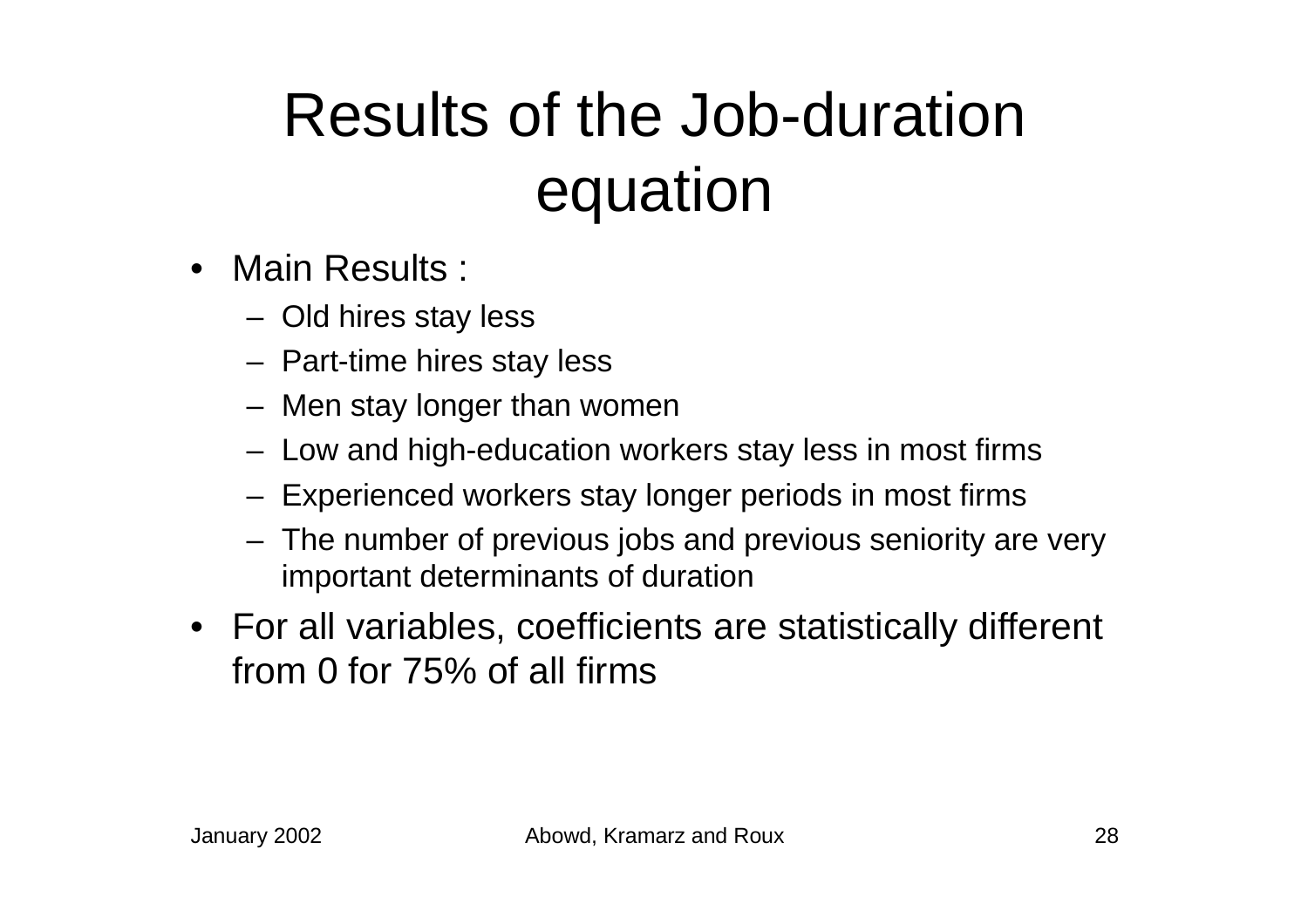# Results of the Job-duration equation

- Main Results :
  - Old hires stay less
  - Part-time hires stay less
  - Men stay longer than women
  - Low and high-education workers stay less in most firms
  - Experienced workers stay longer periods in most firms
  - The number of previous jobs and previous seniority are very important determinants of duration
- For all variables, coefficients are statistically different from 0 for 75% of all firms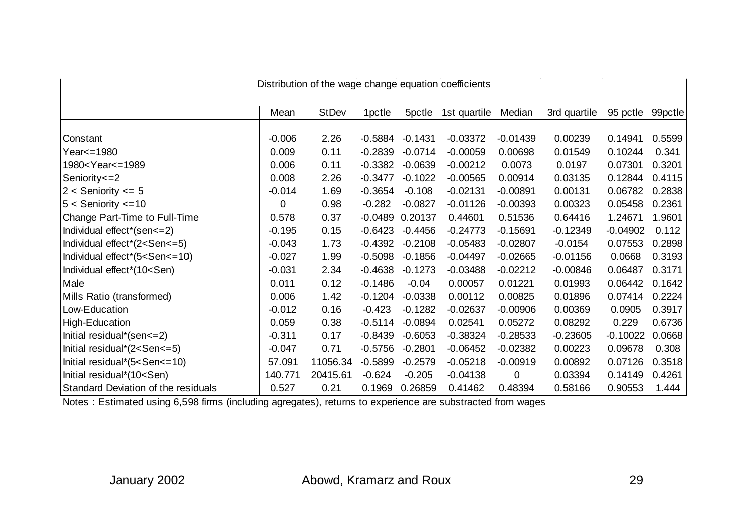| Distribution of the wage change equation coefficients | | | | | | | | | |
|---|---|---|---|---|---|---|---|---|---|
| | Mean | StDev | 1pctle | 5pctle | 1st quartile | Median | 3rd quartile | 95 pctle | 99pctle |
| Constant | -0.006 | 2.26 | -0.5884 | -0.1431 | -0.03372 | -0.01439 | 0.00239 | 0.14941 | 0.5599 |
| Year<=1980 | 0.009 | 0.11 | -0.2839 | -0.0714 | -0.00059 | 0.00698 | 0.01549 | 0.10244 | 0.341 |
| 1980<Year<=1989 | 0.006 | 0.11 | -0.3382 | -0.0639 | -0.00212 | 0.0073 | 0.0197 | 0.07301 | 0.3201 |
| Seniority<=2 | 0.008 | 2.26 | -0.3477 | -0.1022 | -0.00565 | 0.00914 | 0.03135 | 0.12844 | 0.4115 |
| 2 < Seniority <= 5 | -0.014 | 1.69 | -0.3654 | -0.108 | -0.02131 | -0.00891 | 0.00131 | 0.06782 | 0.2838 |
| 5 < Seniority <=10 | 0 | 0.98 | -0.282 | -0.0827 | -0.01126 | -0.00393 | 0.00323 | 0.05458 | 0.2361 |
| Change Part-Time to Full-Time | 0.578 | 0.37 | -0.0489 | 0.20137 | 0.44601 | 0.51536 | 0.64416 | 1.24671 | 1.9601 |
| Individual effect*(sen<=2) | -0.195 | 0.15 | -0.6423 | -0.4456 | -0.24773 | -0.15691 | -0.12349 | -0.04902 | 0.112 |
| Individual effect*(2<Sen<=5) | -0.043 | 1.73 | -0.4392 | -0.2108 | -0.05483 | -0.02807 | -0.0154 | 0.07553 | 0.2898 |
| Individual effect*(5<Sen<=10) | -0.027 | 1.99 | -0.5098 | -0.1856 | -0.04497 | -0.02665 | -0.01156 | 0.0668 | 0.3193 |
| Individual effect*(10<Sen) | -0.031 | 2.34 | -0.4638 | -0.1273 | -0.03488 | -0.02212 | -0.00846 | 0.06487 | 0.3171 |
| Male | 0.011 | 0.12 | -0.1486 | -0.04 | 0.00057 | 0.01221 | 0.01993 | 0.06442 | 0.1642 |
| Mills Ratio (transformed) | 0.006 | 1.42 | -0.1204 | -0.0338 | 0.00112 | 0.00825 | 0.01896 | 0.07414 | 0.2224 |
| Low-Education | -0.012 | 0.16 | -0.423 | -0.1282 | -0.02637 | -0.00906 | 0.00369 | 0.0905 | 0.3917 |
| High-Education | 0.059 | 0.38 | -0.5114 | -0.0894 | 0.02541 | 0.05272 | 0.08292 | 0.229 | 0.6736 |
| Initial residual*(sen<=2) | -0.311 | 0.17 | -0.8439 | -0.6053 | -0.38324 | -0.28533 | -0.23605 | -0.10022 | 0.0668 |
| Initial residual*(2<Sen<=5) | -0.047 | 0.71 | -0.5756 | -0.2801 | -0.06452 | -0.02382 | 0.00223 | 0.09678 | 0.308 |
| Initial residual*(5<Sen<=10) | 57.091 | 11056.34 | -0.5899 | -0.2579 | -0.05218 | -0.00919 | 0.00892 | 0.07126 | 0.3518 |
| Initial residual*(10<Sen) | 140.771 | 20415.61 | -0.624 | -0.205 | -0.04138 | 0 | 0.03394 | 0.14149 | 0.4261 |
| Standard Deviation of the residuals | 0.527 | 0.21 | 0.1969 | 0.26859 | 0.41462 | 0.48394 | 0.58166 | 0.90553 | 1.444 |

Notes : Estimated using 6,598 firms (including agregates), returns to experience are substracted from wages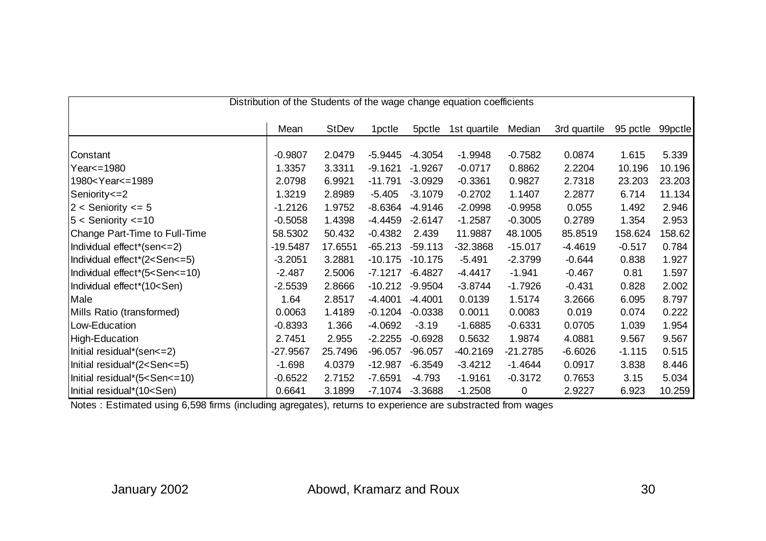| Distribution of the Students of the wage change equation coefficients | | | | | | | | | |
|---|---|---|---|---|---|---|---|---|---|
| | Mean | StDev | 1pctle | 5pctle | 1st quartile | Median | 3rd quartile | 95 pctle | 99pctle |
| Constant | -0.9807 | 2.0479 | -5.9445 | -4.3054 | -1.9948 | -0.7582 | 0.0874 | 1.615 | 5.339 |
| Year<=1980 | 1.3357 | 3.3311 | -9.1621 | -1.9267 | -0.0717 | 0.8862 | 2.2204 | 10.196 | 10.196 |
| 1980<Year<=1989 | 2.0798 | 6.9921 | -11.791 | -3.0929 | -0.3361 | 0.9827 | 2.7318 | 23.203 | 23.203 |
| Seniority<=2 | 1.3219 | 2.8989 | -5.405 | -3.1079 | -0.2702 | 1.1407 | 2.2877 | 6.714 | 11.134 |
| 2 < Seniority <= 5 | -1.2126 | 1.9752 | -8.6364 | -4.9146 | -2.0998 | -0.9958 | 0.055 | 1.492 | 2.946 |
| 5 < Seniority <=10 | -0.5058 | 1.4398 | -4.4459 | -2.6147 | -1.2587 | -0.3005 | 0.2789 | 1.354 | 2.953 |
| Change Part-Time to Full-Time | 58.5302 | 50.432 | -0.4382 | 2.439 | 11.9887 | 48.1005 | 85.8519 | 158.624 | 158.62 |
| Individual effect*(sen<=2) | -19.5487 | 17.6551 | -65.213 | -59.113 | -32.3868 | -15.017 | -4.4619 | -0.517 | 0.784 |
| Individual effect*(2<Sen<=5) | -3.2051 | 3.2881 | -10.175 | -10.175 | -5.491 | -2.3799 | -0.644 | 0.838 | 1.927 |
| Individual effect*(5<Sen<=10) | -2.487 | 2.5006 | -7.1217 | -6.4827 | -4.4417 | -1.941 | -0.467 | 0.81 | 1.597 |
| Individual effect*(10<Sen) | -2.5539 | 2.8666 | -10.212 | -9.9504 | -3.8744 | -1.7926 | -0.431 | 0.828 | 2.002 |
| Male | 1.64 | 2.8517 | -4.4001 | -4.4001 | 0.0139 | 1.5174 | 3.2666 | 6.095 | 8.797 |
| Mills Ratio (transformed) | 0.0063 | 1.4189 | -0.1204 | -0.0338 | 0.0011 | 0.0083 | 0.019 | 0.074 | 0.222 |
| Low-Education | -0.8393 | 1.366 | -4.0692 | -3.19 | -1.6885 | -0.6331 | 0.0705 | 1.039 | 1.954 |
| High-Education | 2.7451 | 2.955 | -2.2255 | -0.6928 | 0.5632 | 1.9874 | 4.0881 | 9.567 | 9.567 |
| Initial residual*(sen<=2) | -27.9567 | 25.7496 | -96.057 | -96.057 | -40.2169 | -21.2785 | -6.6026 | -1.115 | 0.515 |
| Initial residual*(2<Sen<=5) | -1.698 | 4.0379 | -12.987 | -6.3549 | -3.4212 | -1.4644 | 0.0917 | 3.838 | 8.446 |
| Initial residual*(5<Sen<=10) | -0.6522 | 2.7152 | -7.6591 | -4.793 | -1.9161 | -0.3172 | 0.7653 | 3.15 | 5.034 |
| Initial residual*(10<Sen) | 0.6641 | 3.1899 | -7.1074 | -3.3688 | -1.2508 | 0 | 2.9227 | 6.923 | 10.259 |

Notes : Estimated using 6,598 firms (including agregates), returns to experience are substracted from wages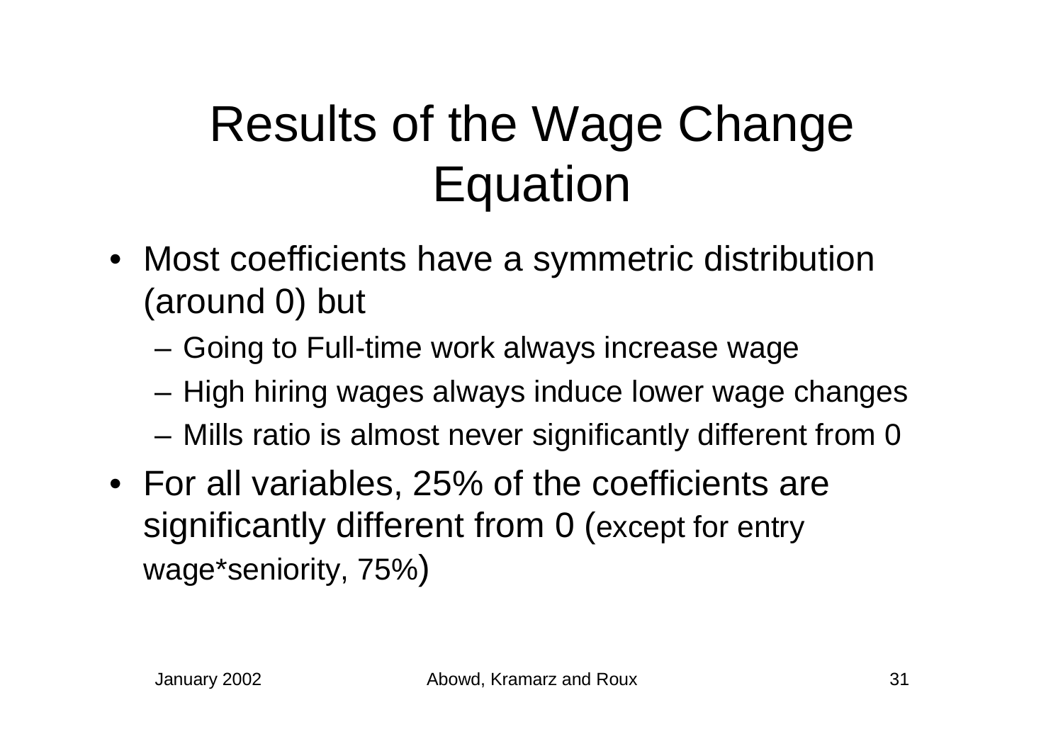# Results of the Wage Change Equation

- Most coefficients have a symmetric distribution (around 0) but
  - Going to Full-time work always increase wage
  - High hiring wages always induce lower wage changes
  - Mills ratio is almost never significantly different from 0
- For all variables, 25% of the coefficients are significantly different from 0 (except for entry wage*seniority, 75%)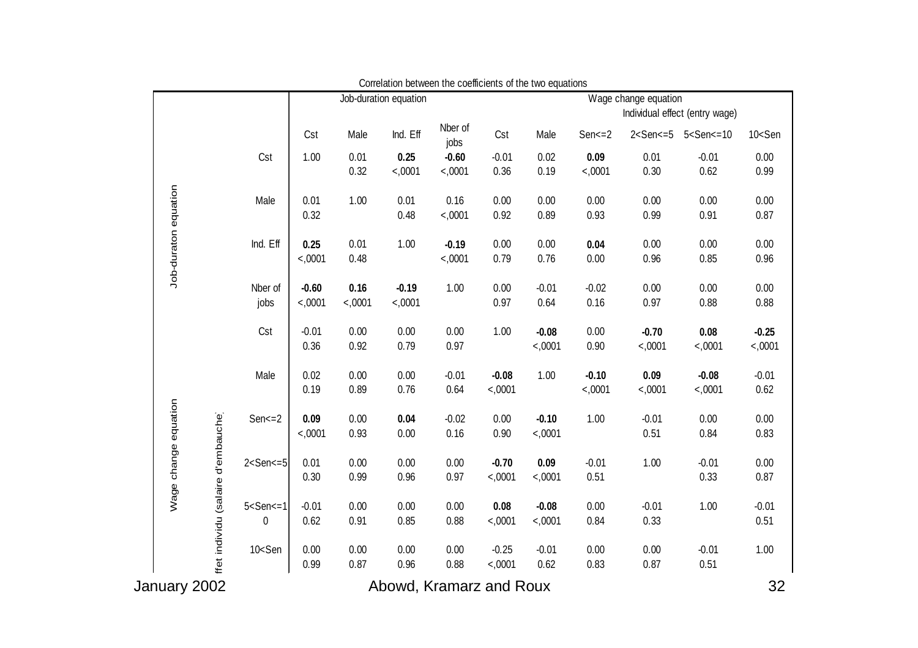Correlation between the coefficients of the two equations

| | | | Job-duration equation | | | | Wage change equation | | | | | |
|---|---|---|---|---|---|---|---|---|---|---|---|---|
| | | | | | | | | | Individual effect (entry wage) | | | |
| | | | Cst | Male | Ind. Eff | Nber of jobs | Cst | Male | Sen<=2 | 2<Sen<=5 | 5<Sen<=10 | 10<Sen |
| Job-duraton equation | | Cst | 1.00 | 0.01 | **0.25** | **-0.60** | -0.01 | 0.02 | **0.09** | 0.01 | -0.01 | 0.00 |
| | | | | 0.32 | <,0001 | <,0001 | 0.36 | 0.19 | <,0001 | 0.30 | 0.62 | 0.99 |
| | | Male | 0.01 | 1.00 | 0.01 | 0.16 | 0.00 | 0.00 | 0.00 | 0.00 | 0.00 | 0.00 |
| | | | 0.32 | | 0.48 | <,0001 | 0.92 | 0.89 | 0.93 | 0.99 | 0.91 | 0.87 |
| | | Ind. Eff | **0.25** | 0.01 | 1.00 | **-0.19** | 0.00 | 0.00 | **0.04** | 0.00 | 0.00 | 0.00 |
| | | | <,0001 | 0.48 | | <,0001 | 0.79 | 0.76 | 0.00 | 0.96 | 0.85 | 0.96 |
| | | Nber of jobs | **-0.60** | **0.16** | **-0.19** | 1.00 | 0.00 | -0.01 | -0.02 | 0.00 | 0.00 | 0.00 |
| | | | <,0001 | <,0001 | <,0001 | | 0.97 | 0.64 | 0.16 | 0.97 | 0.88 | 0.88 |
| Wage change equation | | Cst | -0.01 | 0.00 | 0.00 | 0.00 | 1.00 | **-0.08** | 0.00 | **-0.70** | **0.08** | **-0.25** |
| | | | 0.36 | 0.92 | 0.79 | 0.97 | | <,0001 | 0.90 | <,0001 | <,0001 | <,0001 |
| | | Male | 0.02 | 0.00 | 0.00 | -0.01 | **-0.08** | 1.00 | **-0.10** | **0.09** | **-0.08** | -0.01 |
| | | | 0.19 | 0.89 | 0.76 | 0.64 | <,0001 | | <,0001 | <,0001 | <,0001 | 0.62 |
| | ffet individu (salaire d'embauche) | Sen<=2 | **0.09** | 0.00 | **0.04** | -0.02 | 0.00 | **-0.10** | 1.00 | -0.01 | 0.00 | 0.00 |
| | | | <,0001 | 0.93 | 0.00 | 0.16 | 0.90 | <,0001 | | 0.51 | 0.84 | 0.83 |
| | | 2<Sen<=5 | 0.01 | 0.00 | 0.00 | 0.00 | **-0.70** | **0.09** | -0.01 | 1.00 | -0.01 | 0.00 |
| | | | 0.30 | 0.99 | 0.96 | 0.97 | <,0001 | <,0001 | 0.51 | | 0.33 | 0.87 |
| | | 5<Sen<=10 | -0.01 | 0.00 | 0.00 | 0.00 | **0.08** | **-0.08** | 0.00 | -0.01 | 1.00 | -0.01 |
| | | | 0.62 | 0.91 | 0.85 | 0.88 | <,0001 | <,0001 | 0.84 | 0.33 | | 0.51 |
| | | 10<Sen | 0.00 | 0.00 | 0.00 | 0.00 | -0.25 | -0.01 | 0.00 | 0.00 | -0.01 | 1.00 |
| | | | 0.99 | 0.87 | 0.96 | 0.88 | <,0001 | 0.62 | 0.83 | 0.87 | 0.51 | |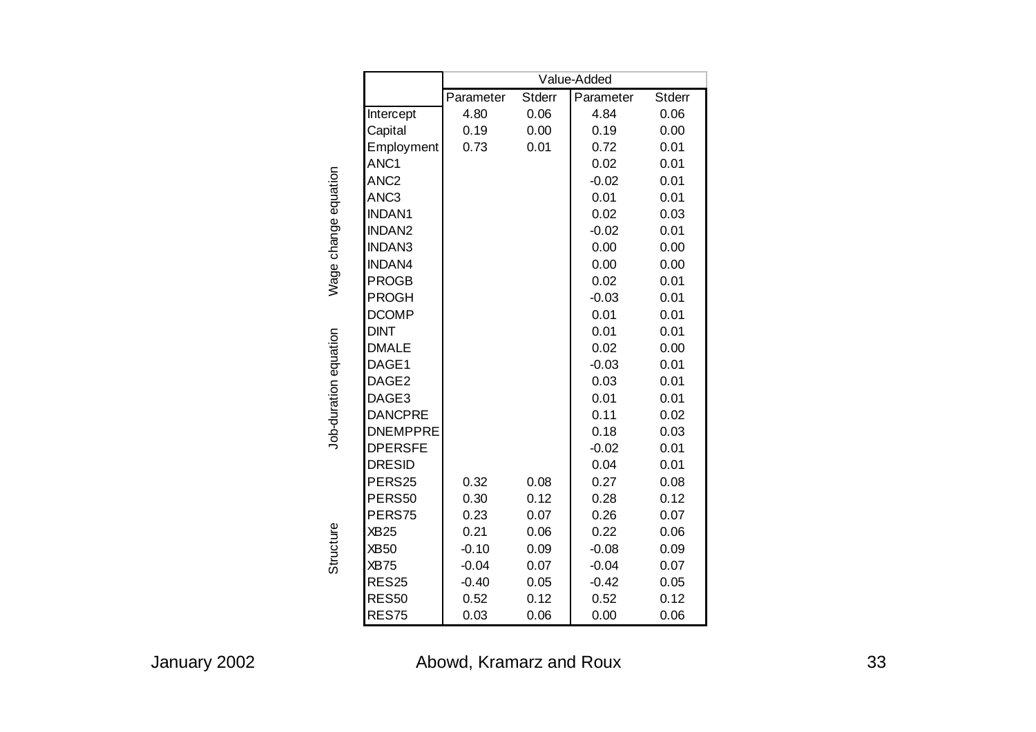| | Value-Added | | | |
|---|---|---|---|---|
| | Parameter | Stderr | Parameter | Stderr |
| Intercept | 4.80 | 0.06 | 4.84 | 0.06 |
| Capital | 0.19 | 0.00 | 0.19 | 0.00 |
| Employment | 0.73 | 0.01 | 0.72 | 0.01 |
| **Wage change equation** | | | | |
| ANC1 | | | 0.02 | 0.01 |
| ANC2 | | | -0.02 | 0.01 |
| ANC3 | | | 0.01 | 0.01 |
| INDAN1 | | | 0.02 | 0.03 |
| INDAN2 | | | -0.02 | 0.01 |
| INDAN3 | | | 0.00 | 0.00 |
| INDAN4 | | | 0.00 | 0.00 |
| PROGB | | | 0.02 | 0.01 |
| PROGH | | | -0.03 | 0.01 |
| **Job-duration equation** | | | | |
| DCOMP | | | 0.01 | 0.01 |
| DINT | | | 0.01 | 0.01 |
| DMALE | | | 0.02 | 0.00 |
| DAGE1 | | | -0.03 | 0.01 |
| DAGE2 | | | 0.03 | 0.01 |
| DAGE3 | | | 0.01 | 0.01 |
| DANCPRE | | | 0.11 | 0.02 |
| DNEMPPRE | | | 0.18 | 0.03 |
| DPERSFE | | | -0.02 | 0.01 |
| DRESID | | | 0.04 | 0.01 |
| **Structure** | | | | |
| PERS25 | 0.32 | 0.08 | 0.27 | 0.08 |
| PERS50 | 0.30 | 0.12 | 0.28 | 0.12 |
| PERS75 | 0.23 | 0.07 | 0.26 | 0.07 |
| XB25 | 0.21 | 0.06 | 0.22 | 0.06 |
| XB50 | -0.10 | 0.09 | -0.08 | 0.09 |
| XB75 | -0.04 | 0.07 | -0.04 | 0.07 |
| RES25 | -0.40 | 0.05 | -0.42 | 0.05 |
| RES50 | 0.52 | 0.12 | 0.52 | 0.12 |
| RES75 | 0.03 | 0.06 | 0.00 | 0.06 |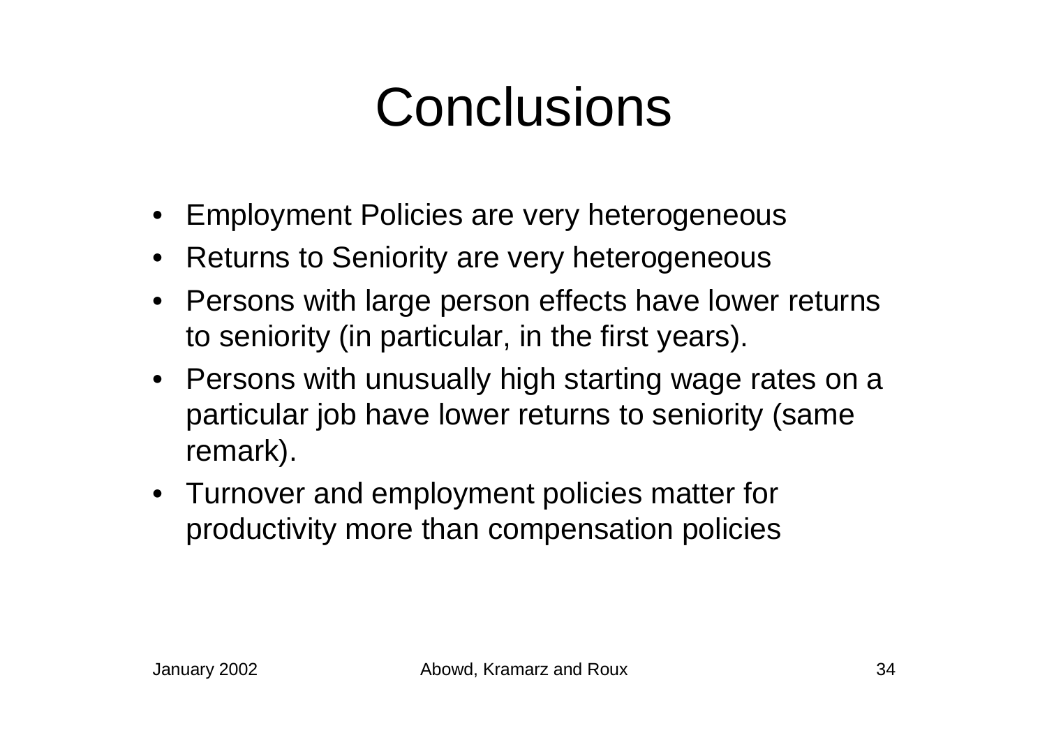# Conclusions

- Employment Policies are very heterogeneous
- Returns to Seniority are very heterogeneous
- Persons with large person effects have lower returns to seniority (in particular, in the first years).
- Persons with unusually high starting wage rates on a particular job have lower returns to seniority (same remark).
- Turnover and employment policies matter for productivity more than compensation policies